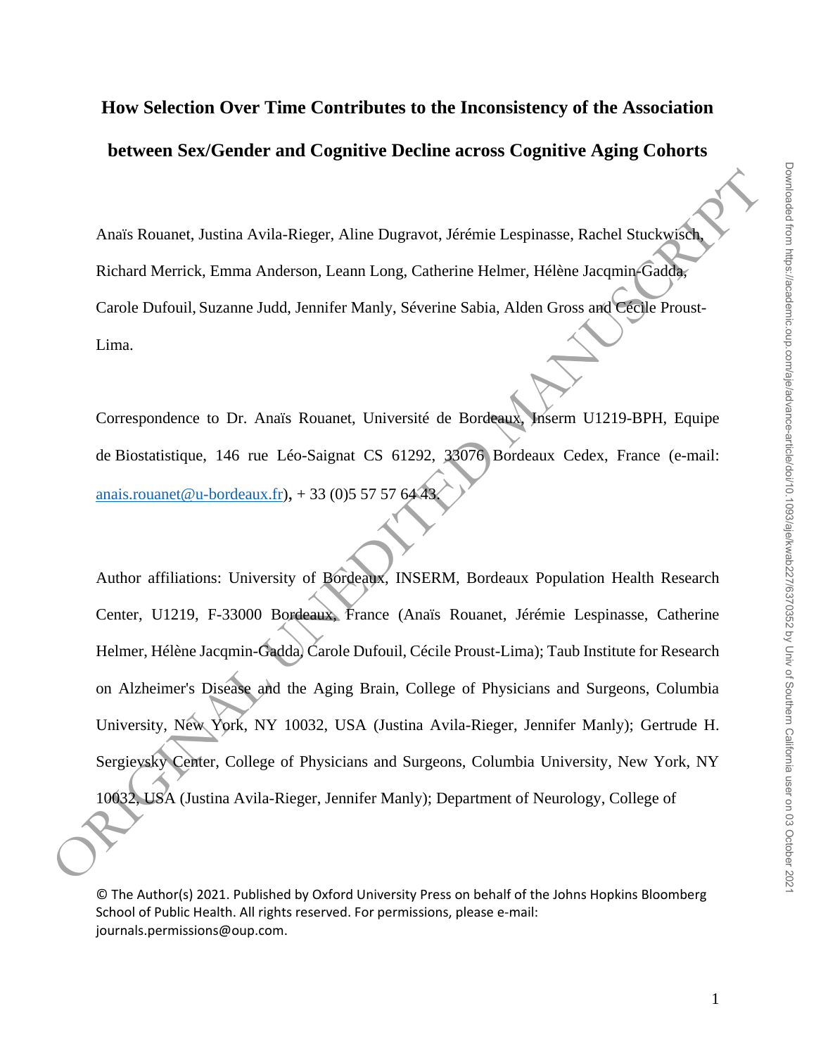# How Selection Over Time Contributes to the Inconsistency of the Association between Sex/Gender and Cognitive Decline across Cognitive Aging Cohorts

Anaïs Rouanet, Justina Avila-Rieger, Aline Dugravot, Jérémie Lespinasse, Rachel Stuckwisch, Richard Merrick, Emma Anderson, Leann Long, Catherine Helmer, Hélène Jacqmin-Gadda, Carole Dufouil, Suzanne Judd, Jennifer Manly, Séverine Sabia, Alden Gross and Cécile Proust-Lima.

Correspondence to Dr. Anaïs Rouanet, Université de Bordeaux, Inserm U1219-BPH, Equipe de Biostatistique, 146 rue Léo-Saignat CS 61292, 33076 Bordeaux Cedex, France (e-mail: anais.rouanet@u-bordeaux.fr), + 33 (0)5 57 57 64 43.

Author affiliations: University of Bordeaux, INSERM, Bordeaux Population Health Research Center, U1219, F-33000 Bordeaux, France (Anaïs Rouanet, Jérémie Lespinasse, Catherine Helmer, Hélène Jacqmin-Gadda, Carole Dufouil, Cécile Proust-Lima); Taub Institute for Research on Alzheimer's Disease and the Aging Brain, College of Physicians and Surgeons, Columbia University, New York, NY 10032, USA (Justina Avila-Rieger, Jennifer Manly); Gertrude H. Sergievsky Center, College of Physicians and Surgeons, Columbia University, New York, NY 10032, USA (Justina Avila-Rieger, Jennifer Manly); Department of Neurology, College of

© The Author(s) 2021. Published by Oxford University Press on behalf of the Johns Hopkins Bloomberg School of Public Health. All rights reserved. For permissions, please e-mail: journals.permissions@oup.com.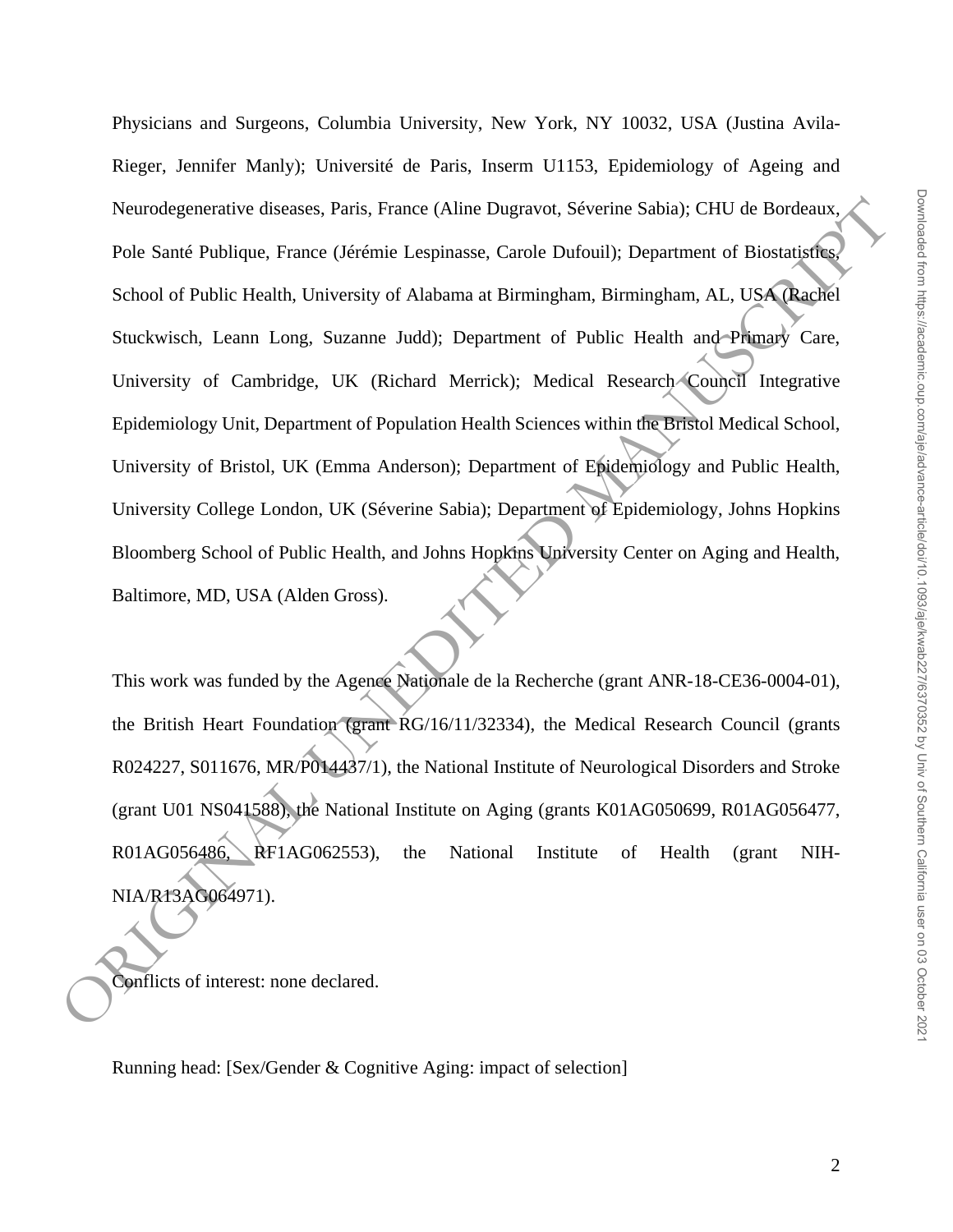Physicians and Surgeons, Columbia University, New York, NY 10032, USA (Justina Avila-Rieger, Jennifer Manly); Université de Paris, Inserm U1153, Epidemiology of Ageing and Neurodegenerative diseases, Paris, France (Aline Dugravot, Séverine Sabia); CHU de Bordeaux, Pole Santé Publique, France (Jérémie Lespinasse, Carole Dufouil); Department of Biostatistics, School of Public Health, University of Alabama at Birmingham, Birmingham, AL, USA (Rachel Stuckwisch, Leann Long, Suzanne Judd); Department of Public Health and Primary Care, University of Cambridge, UK (Richard Merrick); Medical Research Council Integrative Epidemiology Unit, Department of Population Health Sciences within the Bristol Medical School, University of Bristol, UK (Emma Anderson); Department of Epidemiology and Public Health, University College London, UK (Séverine Sabia); Department of Epidemiology, Johns Hopkins Bloomberg School of Public Health, and Johns Hopkins University Center on Aging and Health, Baltimore, MD, USA (Alden Gross).

This work was funded by the Agence Nationale de la Recherche (grant ANR-18-CE36-0004-01), the British Heart Foundation (grant RG/16/11/32334), the Medical Research Council (grants R024227, S011676, MR/P014437/1), the National Institute of Neurological Disorders and Stroke (grant U01 NS041588), the National Institute on Aging (grants K01AG050699, R01AG056477, R01AG056486, RF1AG062553), the National Institute of Health (grant NIH-NIA/R13AG064971).

Conflicts of interest: none declared.

Running head: [Sex/Gender & Cognitive Aging: impact of selection]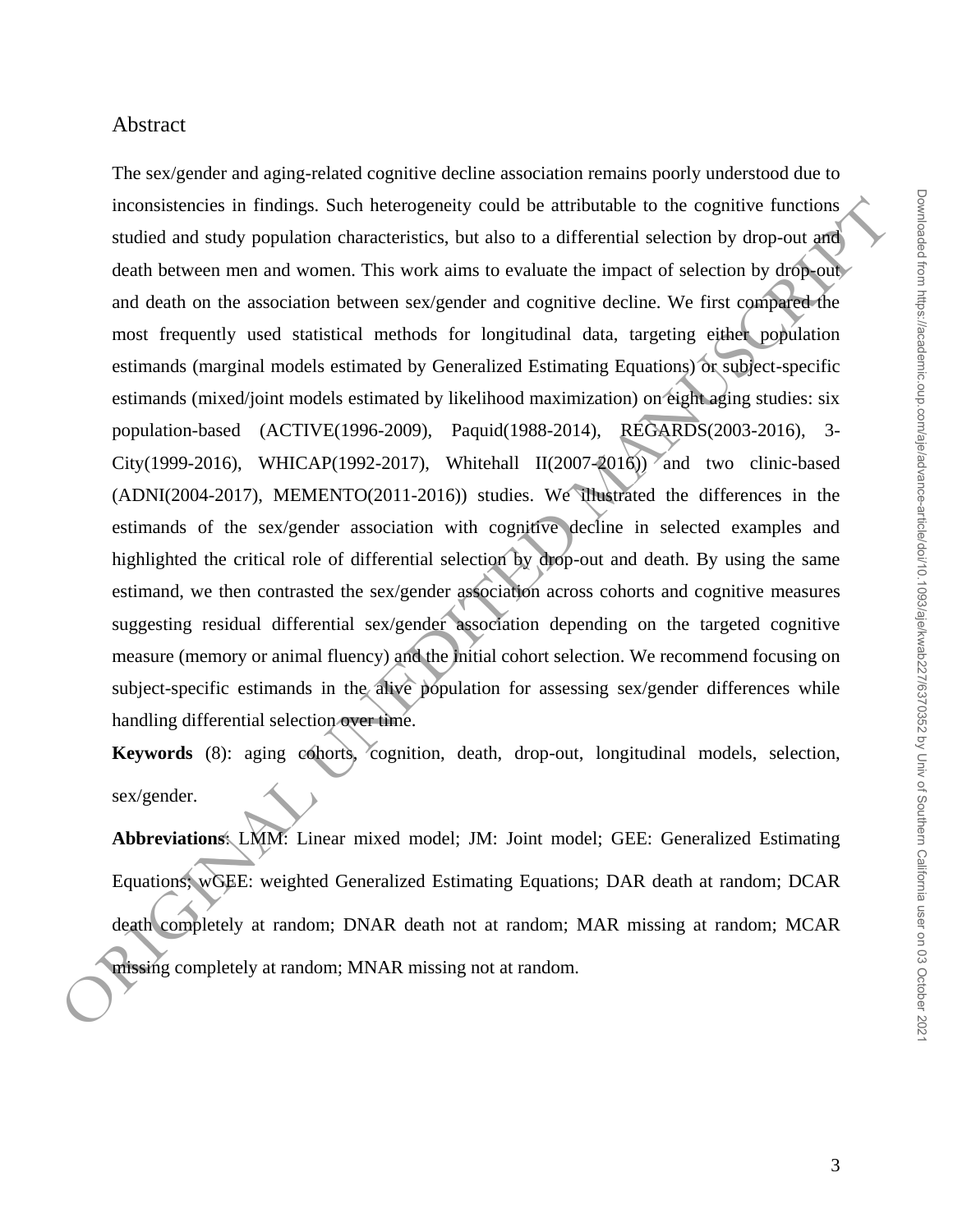## Abstract

The sex/gender and aging-related cognitive decline association remains poorly understood due to inconsistencies in findings. Such heterogeneity could be attributable to the cognitive functions studied and study population characteristics, but also to a differential selection by drop-out and death between men and women. This work aims to evaluate the impact of selection by drop-out and death on the association between sex/gender and cognitive decline. We first compared the most frequently used statistical methods for longitudinal data, targeting either population estimands (marginal models estimated by Generalized Estimating Equations) or subject-specific estimands (mixed/joint models estimated by likelihood maximization) on eight aging studies: six population-based (ACTIVE(1996-2009), Paquid(1988-2014), REGARDS(2003-2016), 3-City(1999-2016), WHICAP(1992-2017), Whitehall II(2007-2016)) and two clinic-based (ADNI(2004-2017), MEMENTO(2011-2016)) studies. We illustrated the differences in the estimands of the sex/gender association with cognitive decline in selected examples and highlighted the critical role of differential selection by drop-out and death. By using the same estimand, we then contrasted the sex/gender association across cohorts and cognitive measures suggesting residual differential sex/gender association depending on the targeted cognitive measure (memory or animal fluency) and the initial cohort selection. We recommend focusing on subject-specific estimands in the alive population for assessing sex/gender differences while handling differential selection over time.

**Keywords** (8): aging cohorts, cognition, death, drop-out, longitudinal models, selection, sex/gender.

**Abbreviations**: LMM: Linear mixed model; JM: Joint model; GEE: Generalized Estimating Equations; wGEE: weighted Generalized Estimating Equations; DAR death at random; DCAR death completely at random; DNAR death not at random; MAR missing at random; MCAR missing completely at random; MNAR missing not at random.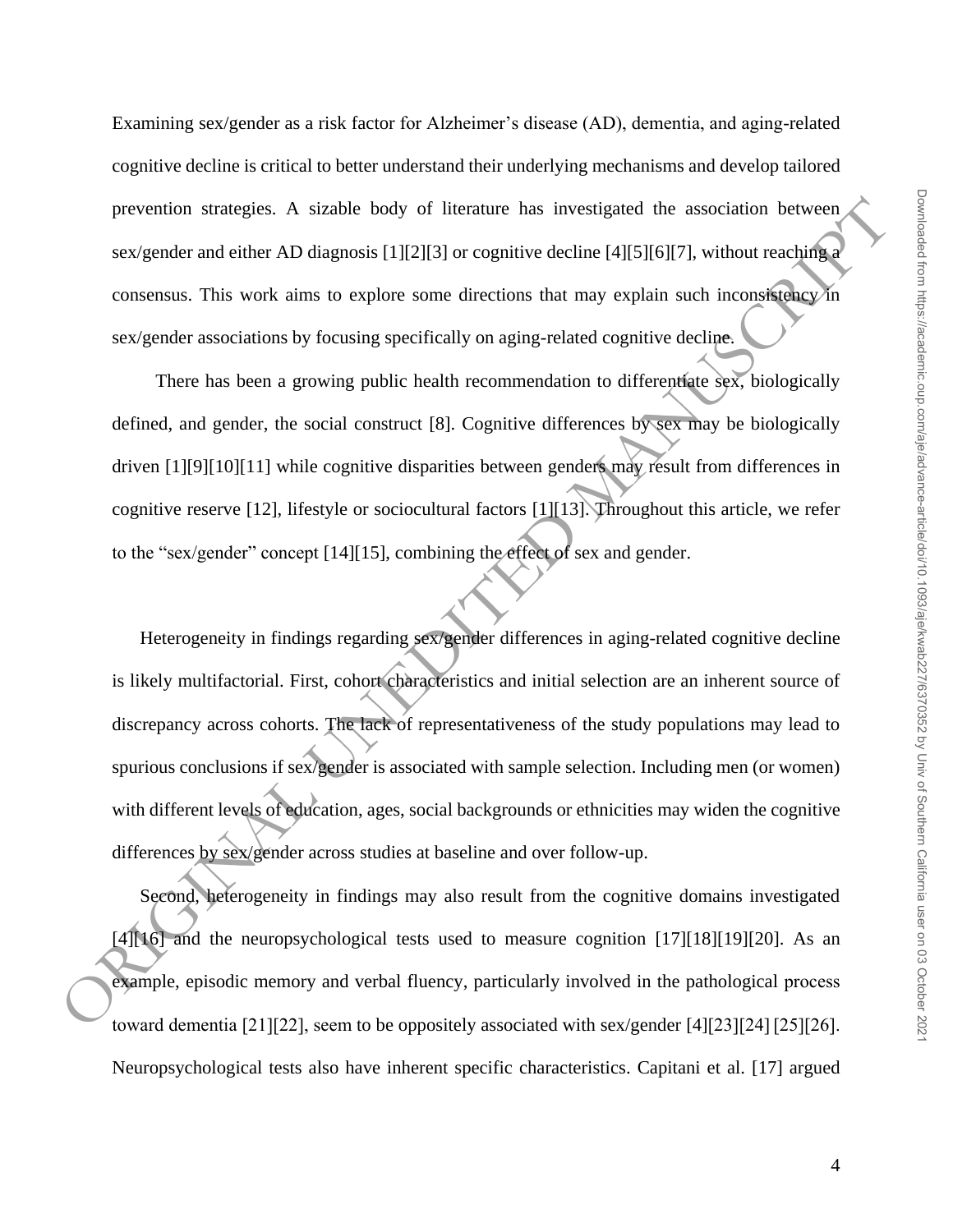Examining sex/gender as a risk factor for Alzheimer's disease (AD), dementia, and aging-related cognitive decline is critical to better understand their underlying mechanisms and develop tailored prevention strategies. A sizable body of literature has investigated the association between sex/gender and either AD diagnosis [1][2][3] or cognitive decline [4][5][6][7], without reaching a consensus. This work aims to explore some directions that may explain such inconsistency in sex/gender associations by focusing specifically on aging-related cognitive decline.

There has been a growing public health recommendation to differentiate sex, biologically defined, and gender, the social construct [8]. Cognitive differences by sex may be biologically driven [1][9][10][11] while cognitive disparities between genders may result from differences in cognitive reserve [12], lifestyle or sociocultural factors [1][13]. Throughout this article, we refer to the "sex/gender" concept [14][15], combining the effect of sex and gender.

Heterogeneity in findings regarding sex/gender differences in aging-related cognitive decline is likely multifactorial. First, cohort characteristics and initial selection are an inherent source of discrepancy across cohorts. The lack of representativeness of the study populations may lead to spurious conclusions if sex/gender is associated with sample selection. Including men (or women) with different levels of education, ages, social backgrounds or ethnicities may widen the cognitive differences by sex/gender across studies at baseline and over follow-up.

Second, heterogeneity in findings may also result from the cognitive domains investigated [4][16] and the neuropsychological tests used to measure cognition [17][18][19][20]. As an example, episodic memory and verbal fluency, particularly involved in the pathological process toward dementia [21][22], seem to be oppositely associated with sex/gender [4][23][24] [25][26]. Neuropsychological tests also have inherent specific characteristics. Capitani et al. [17] argued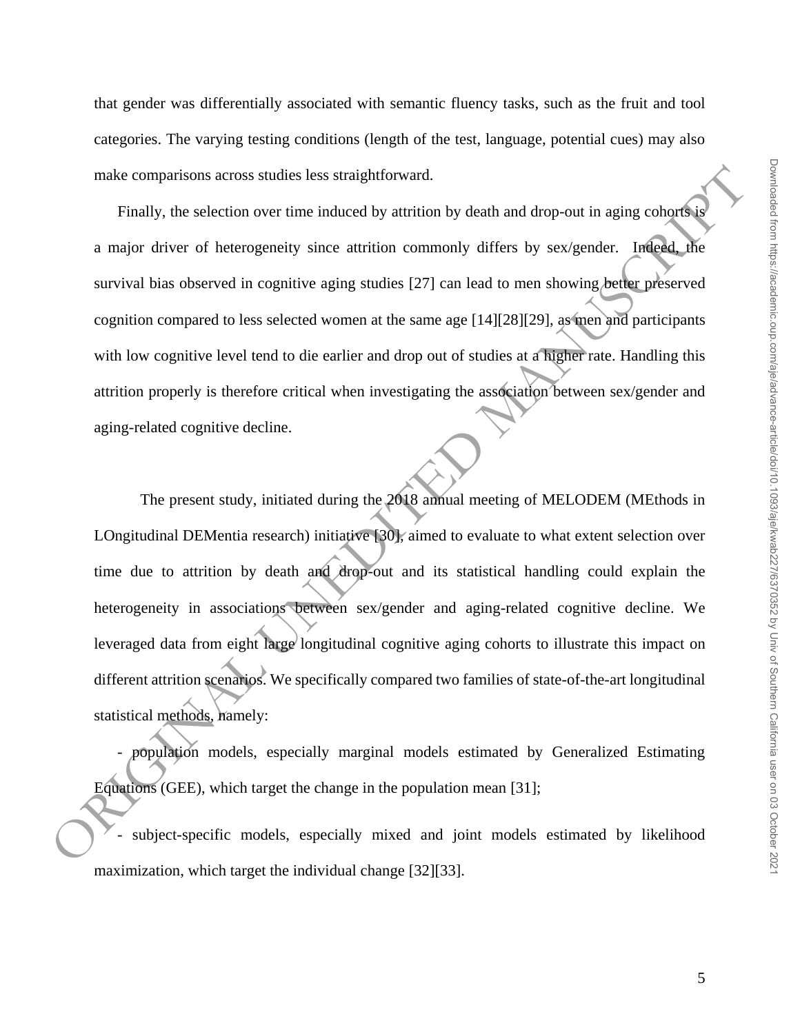that gender was differentially associated with semantic fluency tasks, such as the fruit and tool categories. The varying testing conditions (length of the test, language, potential cues) may also make comparisons across studies less straightforward.

Finally, the selection over time induced by attrition by death and drop-out in aging cohorts is a major driver of heterogeneity since attrition commonly differs by sex/gender. Indeed, the survival bias observed in cognitive aging studies [27] can lead to men showing better preserved cognition compared to less selected women at the same age [14][28][29], as men and participants with low cognitive level tend to die earlier and drop out of studies at a higher rate. Handling this attrition properly is therefore critical when investigating the association between sex/gender and aging-related cognitive decline.

The present study, initiated during the 2018 annual meeting of MELODEM (MEthods in LOngitudinal DEMentia research) initiative [30], aimed to evaluate to what extent selection over time due to attrition by death and drop-out and its statistical handling could explain the heterogeneity in associations between sex/gender and aging-related cognitive decline. We leveraged data from eight large longitudinal cognitive aging cohorts to illustrate this impact on different attrition scenarios. We specifically compared two families of state-of-the-art longitudinal statistical methods, namely:

- population models, especially marginal models estimated by Generalized Estimating Equations (GEE), which target the change in the population mean [31];

- subject-specific models, especially mixed and joint models estimated by likelihood maximization, which target the individual change [32][33].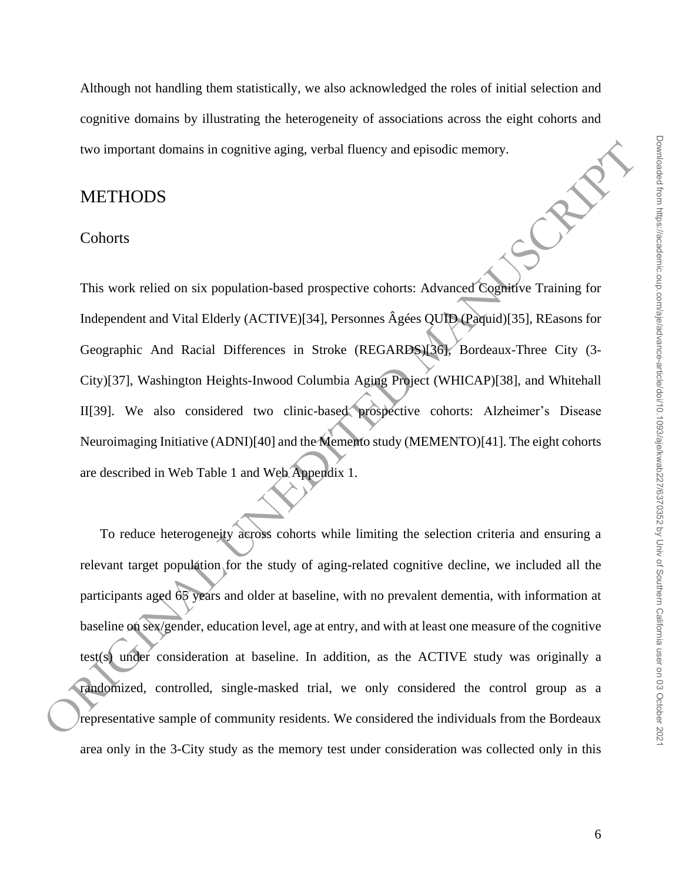Although not handling them statistically, we also acknowledged the roles of initial selection and cognitive domains by illustrating the heterogeneity of associations across the eight cohorts and two important domains in cognitive aging, verbal fluency and episodic memory.

# METHODS

## Cohorts

This work relied on six population-based prospective cohorts: Advanced Cognitive Training for Independent and Vital Elderly (ACTIVE)[34], Personnes Âgées QUID (Paquid)[35], REasons for Geographic And Racial Differences in Stroke (REGARDS)[36], Bordeaux-Three City (3-City)[37], Washington Heights-Inwood Columbia Aging Project (WHICAP)[38], and Whitehall II[39]. We also considered two clinic-based prospective cohorts: Alzheimer's Disease Neuroimaging Initiative (ADNI)[40] and the Memento study (MEMENTO)[41]. The eight cohorts are described in Web Table 1 and Web Appendix 1.

To reduce heterogeneity across cohorts while limiting the selection criteria and ensuring a relevant target population for the study of aging-related cognitive decline, we included all the participants aged 65 years and older at baseline, with no prevalent dementia, with information at baseline on sex/gender, education level, age at entry, and with at least one measure of the cognitive test(s) under consideration at baseline. In addition, as the ACTIVE study was originally a randomized, controlled, single-masked trial, we only considered the control group as a representative sample of community residents. We considered the individuals from the Bordeaux area only in the 3-City study as the memory test under consideration was collected only in this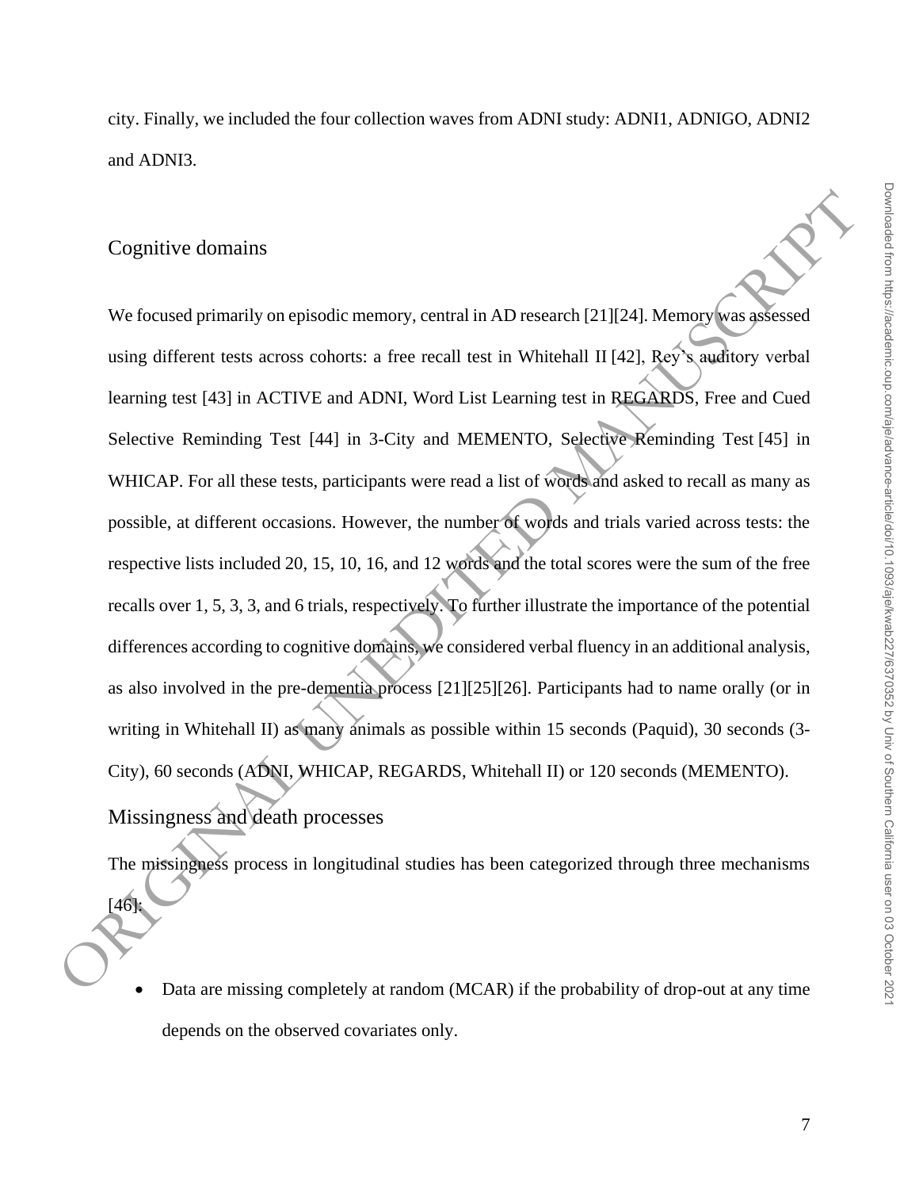city. Finally, we included the four collection waves from ADNI study: ADNI1, ADNIGO, ADNI2 and ADNI3.

## Cognitive domains

We focused primarily on episodic memory, central in AD research [21][24]. Memory was assessed using different tests across cohorts: a free recall test in Whitehall II [42], Rey's auditory verbal learning test [43] in ACTIVE and ADNI, Word List Learning test in REGARDS, Free and Cued Selective Reminding Test [44] in 3-City and MEMENTO, Selective Reminding Test [45] in WHICAP. For all these tests, participants were read a list of words and asked to recall as many as possible, at different occasions. However, the number of words and trials varied across tests: the respective lists included 20, 15, 10, 16, and 12 words and the total scores were the sum of the free recalls over 1, 5, 3, 3, and 6 trials, respectively. To further illustrate the importance of the potential differences according to cognitive domains, we considered verbal fluency in an additional analysis, as also involved in the pre-dementia process [21][25][26]. Participants had to name orally (or in writing in Whitehall II) as many animals as possible within 15 seconds (Paquid), 30 seconds (3-City), 60 seconds (ADNI, WHICAP, REGARDS, Whitehall II) or 120 seconds (MEMENTO).

## Missingness and death processes

The missingness process in longitudinal studies has been categorized through three mechanisms [46]:

- Data are missing completely at random (MCAR) if the probability of drop-out at any time depends on the observed covariates only.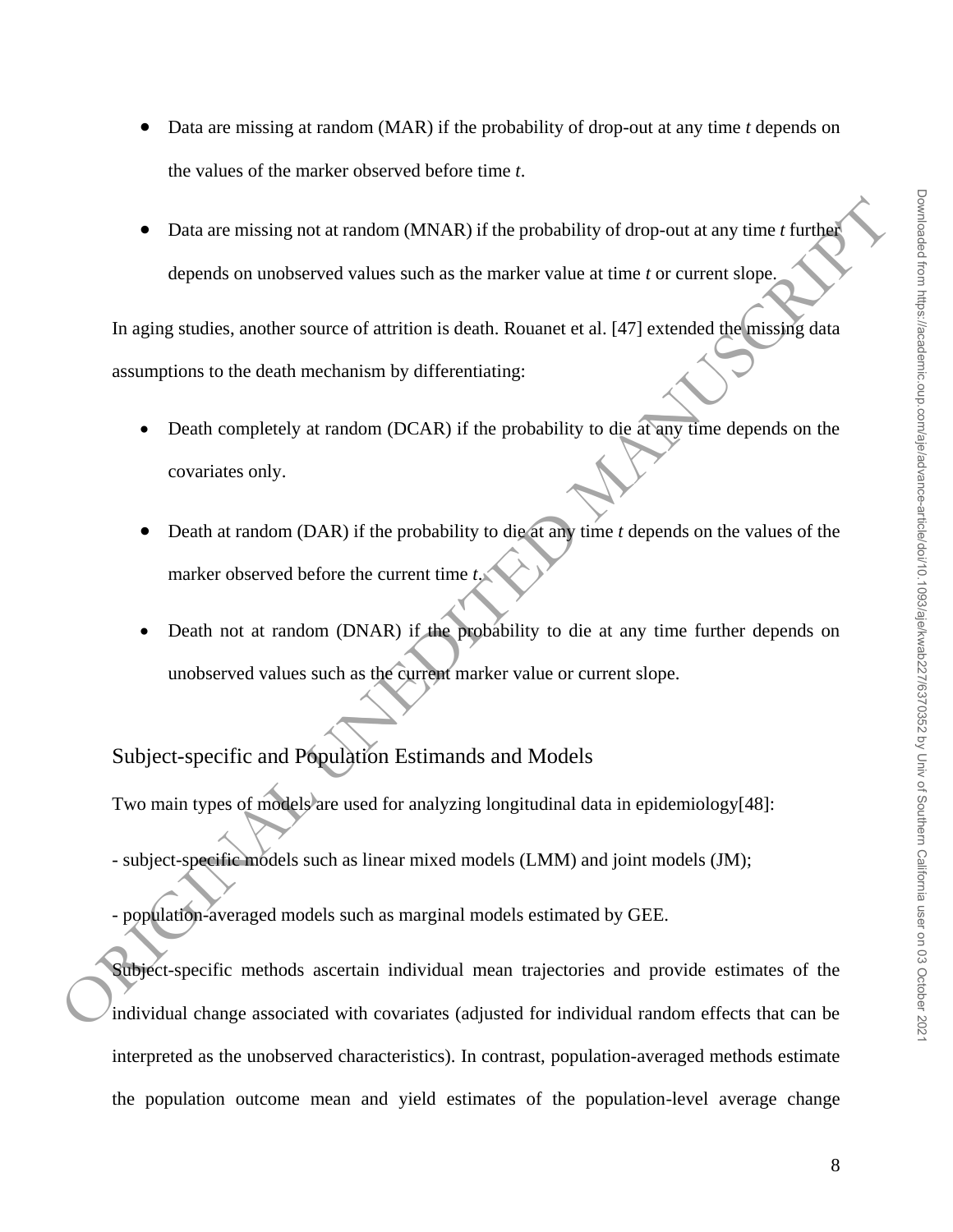- Data are missing at random (MAR) if the probability of drop-out at any time *t* depends on the values of the marker observed before time *t*.
- Data are missing not at random (MNAR) if the probability of drop-out at any time *t* further depends on unobserved values such as the marker value at time *t* or current slope.

In aging studies, another source of attrition is death. Rouanet et al. [47] extended the missing data assumptions to the death mechanism by differentiating:

- Death completely at random (DCAR) if the probability to die at any time depends on the covariates only.
- Death at random (DAR) if the probability to die at any time *t* depends on the values of the marker observed before the current time *t*.
- Death not at random (DNAR) if the probability to die at any time further depends on unobserved values such as the current marker value or current slope.

## Subject-specific and Population Estimands and Models

Two main types of models are used for analyzing longitudinal data in epidemiology[48]:

- subject-specific models such as linear mixed models (LMM) and joint models (JM);

- population-averaged models such as marginal models estimated by GEE.

Subject-specific methods ascertain individual mean trajectories and provide estimates of the individual change associated with covariates (adjusted for individual random effects that can be interpreted as the unobserved characteristics). In contrast, population-averaged methods estimate the population outcome mean and yield estimates of the population-level average change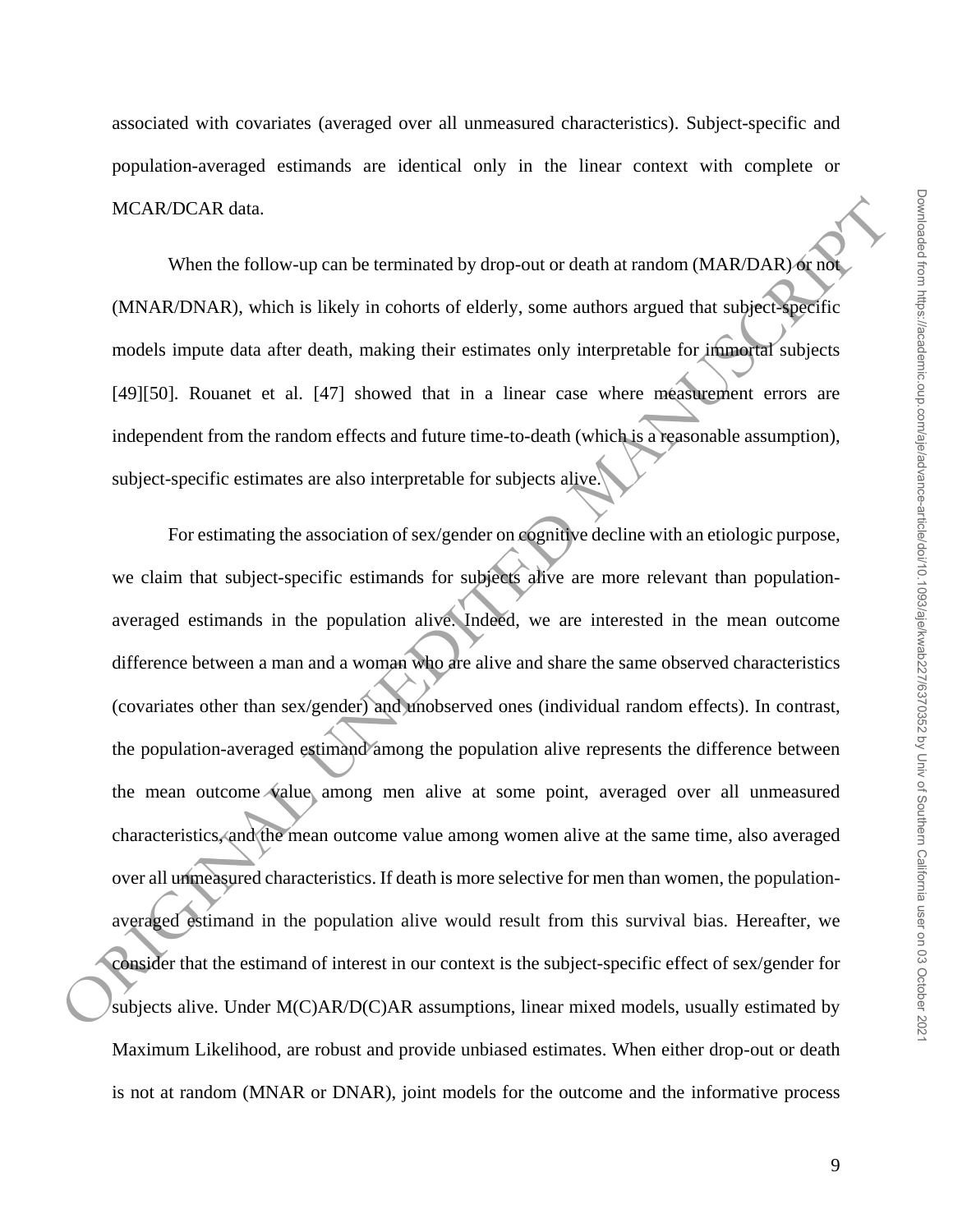associated with covariates (averaged over all unmeasured characteristics). Subject-specific and population-averaged estimands are identical only in the linear context with complete or MCAR/DCAR data.

When the follow-up can be terminated by drop-out or death at random (MAR/DAR) or not (MNAR/DNAR), which is likely in cohorts of elderly, some authors argued that subject-specific models impute data after death, making their estimates only interpretable for immortal subjects [49][50]. Rouanet et al. [47] showed that in a linear case where measurement errors are independent from the random effects and future time-to-death (which is a reasonable assumption), subject-specific estimates are also interpretable for subjects alive.

For estimating the association of sex/gender on cognitive decline with an etiologic purpose, we claim that subject-specific estimands for subjects alive are more relevant than population-averaged estimands in the population alive. Indeed, we are interested in the mean outcome difference between a man and a woman who are alive and share the same observed characteristics (covariates other than sex/gender) and unobserved ones (individual random effects). In contrast, the population-averaged estimand among the population alive represents the difference between the mean outcome value among men alive at some point, averaged over all unmeasured characteristics, and the mean outcome value among women alive at the same time, also averaged over all unmeasured characteristics. If death is more selective for men than women, the population-averaged estimand in the population alive would result from this survival bias. Hereafter, we consider that the estimand of interest in our context is the subject-specific effect of sex/gender for subjects alive. Under M(C)AR/D(C)AR assumptions, linear mixed models, usually estimated by Maximum Likelihood, are robust and provide unbiased estimates. When either drop-out or death is not at random (MNAR or DNAR), joint models for the outcome and the informative process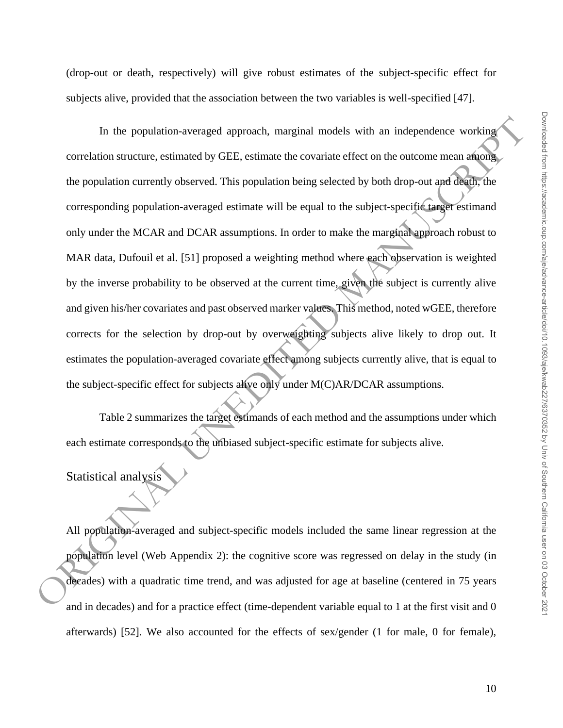(drop-out or death, respectively) will give robust estimates of the subject-specific effect for subjects alive, provided that the association between the two variables is well-specified [47].

In the population-averaged approach, marginal models with an independence working correlation structure, estimated by GEE, estimate the covariate effect on the outcome mean among the population currently observed. This population being selected by both drop-out and death, the corresponding population-averaged estimate will be equal to the subject-specific target estimand only under the MCAR and DCAR assumptions. In order to make the marginal approach robust to MAR data, Dufouil et al. [51] proposed a weighting method where each observation is weighted by the inverse probability to be observed at the current time, given the subject is currently alive and given his/her covariates and past observed marker values. This method, noted wGEE, therefore corrects for the selection by drop-out by overweighting subjects alive likely to drop out. It estimates the population-averaged covariate effect among subjects currently alive, that is equal to the subject-specific effect for subjects alive only under M(C)AR/DCAR assumptions.

Table 2 summarizes the target estimands of each method and the assumptions under which each estimate corresponds to the unbiased subject-specific estimate for subjects alive.

## Statistical analysis

All population-averaged and subject-specific models included the same linear regression at the population level (Web Appendix 2): the cognitive score was regressed on delay in the study (in decades) with a quadratic time trend, and was adjusted for age at baseline (centered in 75 years and in decades) and for a practice effect (time-dependent variable equal to 1 at the first visit and 0 afterwards) [52]. We also accounted for the effects of sex/gender (1 for male, 0 for female),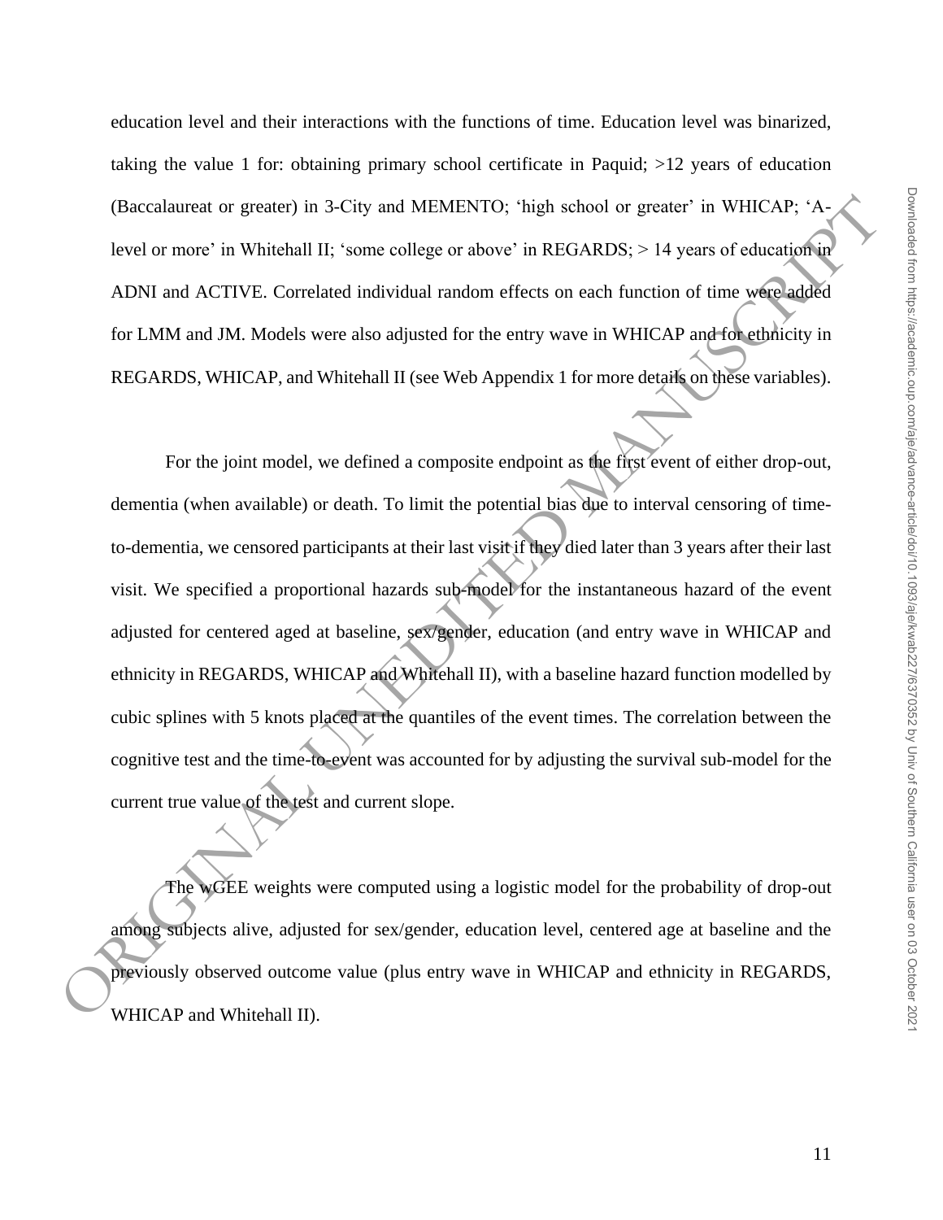education level and their interactions with the functions of time. Education level was binarized, taking the value 1 for: obtaining primary school certificate in Paquid; >12 years of education (Baccalaureat or greater) in 3-City and MEMENTO; 'high school or greater' in WHICAP; 'A-level or more' in Whitehall II; 'some college or above' in REGARDS; > 14 years of education in ADNI and ACTIVE. Correlated individual random effects on each function of time were added for LMM and JM. Models were also adjusted for the entry wave in WHICAP and for ethnicity in REGARDS, WHICAP, and Whitehall II (see Web Appendix 1 for more details on these variables).

For the joint model, we defined a composite endpoint as the first event of either drop-out, dementia (when available) or death. To limit the potential bias due to interval censoring of time-to-dementia, we censored participants at their last visit if they died later than 3 years after their last visit. We specified a proportional hazards sub-model for the instantaneous hazard of the event adjusted for centered aged at baseline, sex/gender, education (and entry wave in WHICAP and ethnicity in REGARDS, WHICAP and Whitehall II), with a baseline hazard function modelled by cubic splines with 5 knots placed at the quantiles of the event times. The correlation between the cognitive test and the time-to-event was accounted for by adjusting the survival sub-model for the current true value of the test and current slope.

The wGEE weights were computed using a logistic model for the probability of drop-out among subjects alive, adjusted for sex/gender, education level, centered age at baseline and the previously observed outcome value (plus entry wave in WHICAP and ethnicity in REGARDS, WHICAP and Whitehall II).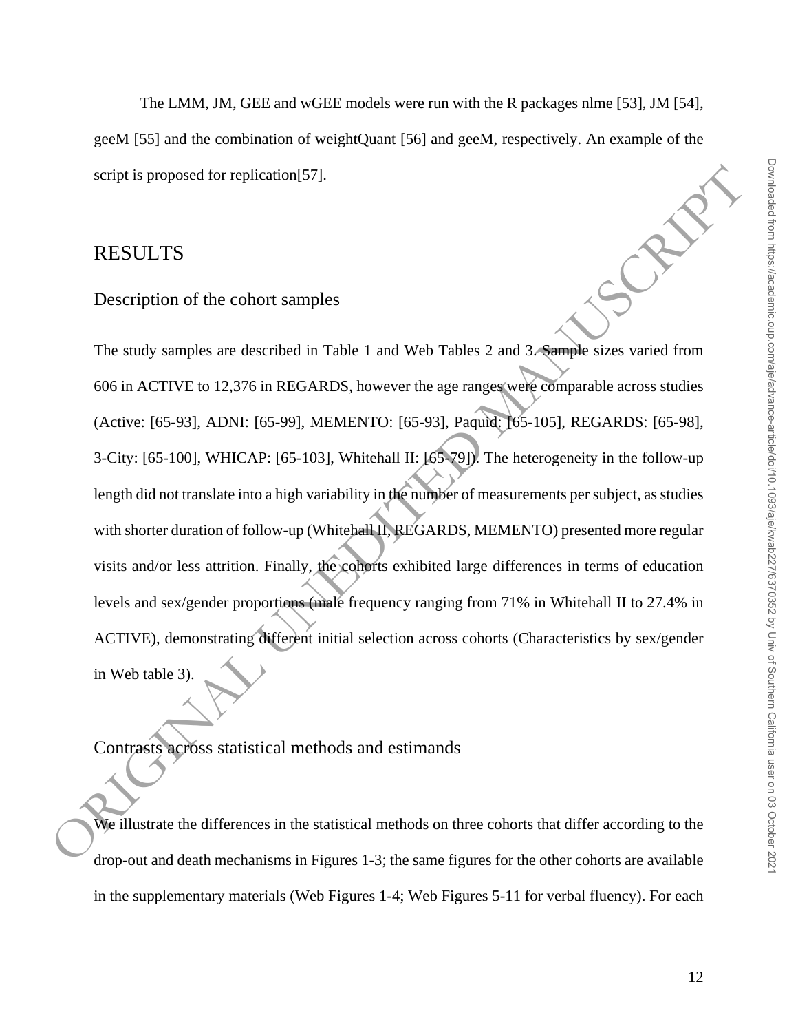The LMM, JM, GEE and wGEE models were run with the R packages nlme [53], JM [54], geeM [55] and the combination of weightQuant [56] and geeM, respectively. An example of the script is proposed for replication[57].

# RESULTS

## Description of the cohort samples

The study samples are described in Table 1 and Web Tables 2 and 3. Sample sizes varied from 606 in ACTIVE to 12,376 in REGARDS, however the age ranges were comparable across studies (Active: [65-93], ADNI: [65-99], MEMENTO: [65-93], Paquid: [65-105], REGARDS: [65-98], 3-City: [65-100], WHICAP: [65-103], Whitehall II: [65-79]). The heterogeneity in the follow-up length did not translate into a high variability in the number of measurements per subject, as studies with shorter duration of follow-up (Whitehall II, REGARDS, MEMENTO) presented more regular visits and/or less attrition. Finally, the cohorts exhibited large differences in terms of education levels and sex/gender proportions (male frequency ranging from 71% in Whitehall II to 27.4% in ACTIVE), demonstrating different initial selection across cohorts (Characteristics by sex/gender in Web table 3).

## Contrasts across statistical methods and estimands

We illustrate the differences in the statistical methods on three cohorts that differ according to the drop-out and death mechanisms in Figures 1-3; the same figures for the other cohorts are available in the supplementary materials (Web Figures 1-4; Web Figures 5-11 for verbal fluency). For each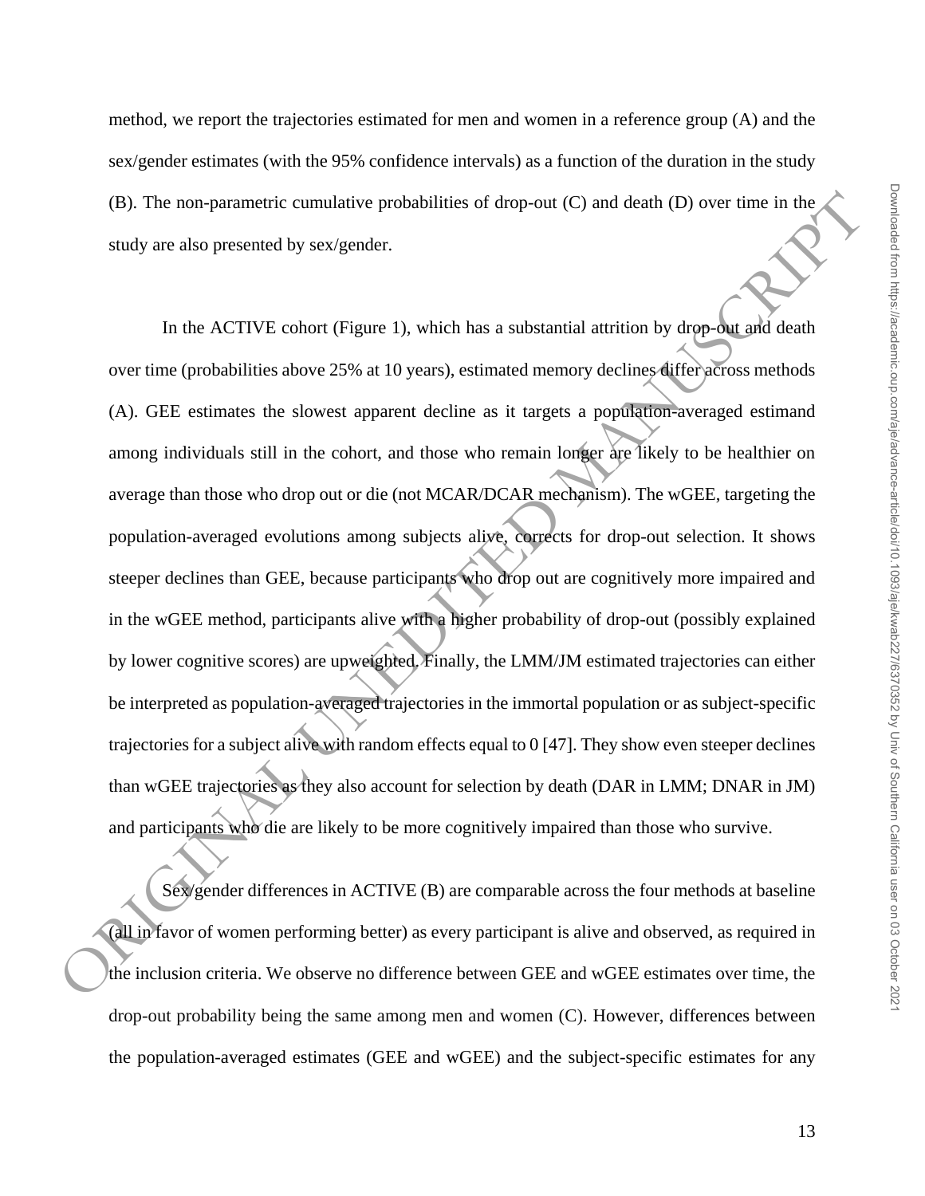method, we report the trajectories estimated for men and women in a reference group (A) and the sex/gender estimates (with the 95% confidence intervals) as a function of the duration in the study (B). The non-parametric cumulative probabilities of drop-out (C) and death (D) over time in the study are also presented by sex/gender.

In the ACTIVE cohort (Figure 1), which has a substantial attrition by drop-out and death over time (probabilities above 25% at 10 years), estimated memory declines differ across methods (A). GEE estimates the slowest apparent decline as it targets a population-averaged estimand among individuals still in the cohort, and those who remain longer are likely to be healthier on average than those who drop out or die (not MCAR/DCAR mechanism). The wGEE, targeting the population-averaged evolutions among subjects alive, corrects for drop-out selection. It shows steeper declines than GEE, because participants who drop out are cognitively more impaired and in the wGEE method, participants alive with a higher probability of drop-out (possibly explained by lower cognitive scores) are upweighted. Finally, the LMM/JM estimated trajectories can either be interpreted as population-averaged trajectories in the immortal population or as subject-specific trajectories for a subject alive with random effects equal to 0 [47]. They show even steeper declines than wGEE trajectories as they also account for selection by death (DAR in LMM; DNAR in JM) and participants who die are likely to be more cognitively impaired than those who survive.

Sex/gender differences in ACTIVE (B) are comparable across the four methods at baseline (all in favor of women performing better) as every participant is alive and observed, as required in the inclusion criteria. We observe no difference between GEE and wGEE estimates over time, the drop-out probability being the same among men and women (C). However, differences between the population-averaged estimates (GEE and wGEE) and the subject-specific estimates for any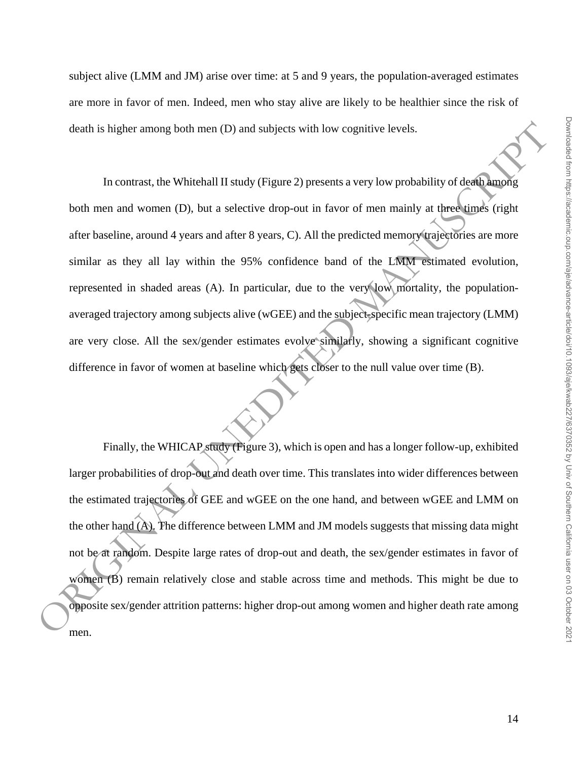subject alive (LMM and JM) arise over time: at 5 and 9 years, the population-averaged estimates are more in favor of men. Indeed, men who stay alive are likely to be healthier since the risk of death is higher among both men (D) and subjects with low cognitive levels.

In contrast, the Whitehall II study (Figure 2) presents a very low probability of death among both men and women (D), but a selective drop-out in favor of men mainly at three times (right after baseline, around 4 years and after 8 years, C). All the predicted memory trajectories are more similar as they all lay within the 95% confidence band of the LMM estimated evolution, represented in shaded areas (A). In particular, due to the very low mortality, the population-averaged trajectory among subjects alive (wGEE) and the subject-specific mean trajectory (LMM) are very close. All the sex/gender estimates evolve similarly, showing a significant cognitive difference in favor of women at baseline which gets closer to the null value over time (B).

Finally, the WHICAP study (Figure 3), which is open and has a longer follow-up, exhibited larger probabilities of drop-out and death over time. This translates into wider differences between the estimated trajectories of GEE and wGEE on the one hand, and between wGEE and LMM on the other hand (A). The difference between LMM and JM models suggests that missing data might not be at random. Despite large rates of drop-out and death, the sex/gender estimates in favor of women (B) remain relatively close and stable across time and methods. This might be due to opposite sex/gender attrition patterns: higher drop-out among women and higher death rate among men.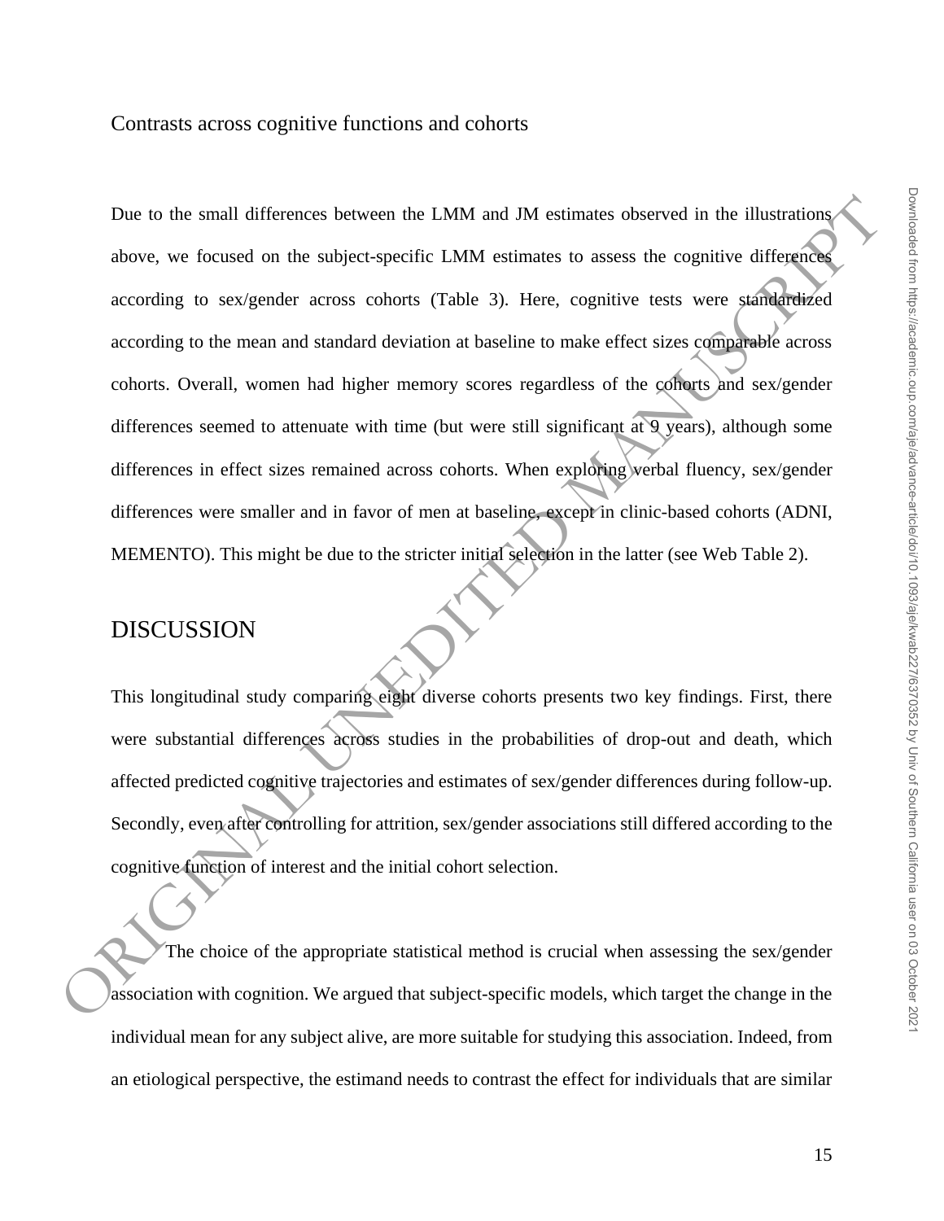Contrasts across cognitive functions and cohorts

Due to the small differences between the LMM and JM estimates observed in the illustrations above, we focused on the subject-specific LMM estimates to assess the cognitive differences according to sex/gender across cohorts (Table 3). Here, cognitive tests were standardized according to the mean and standard deviation at baseline to make effect sizes comparable across cohorts. Overall, women had higher memory scores regardless of the cohorts and sex/gender differences seemed to attenuate with time (but were still significant at 9 years), although some differences in effect sizes remained across cohorts. When exploring verbal fluency, sex/gender differences were smaller and in favor of men at baseline, except in clinic-based cohorts (ADNI, MEMENTO). This might be due to the stricter initial selection in the latter (see Web Table 2).

## DISCUSSION

This longitudinal study comparing eight diverse cohorts presents two key findings. First, there were substantial differences across studies in the probabilities of drop-out and death, which affected predicted cognitive trajectories and estimates of sex/gender differences during follow-up. Secondly, even after controlling for attrition, sex/gender associations still differed according to the cognitive function of interest and the initial cohort selection.

The choice of the appropriate statistical method is crucial when assessing the sex/gender association with cognition. We argued that subject-specific models, which target the change in the individual mean for any subject alive, are more suitable for studying this association. Indeed, from an etiological perspective, the estimand needs to contrast the effect for individuals that are similar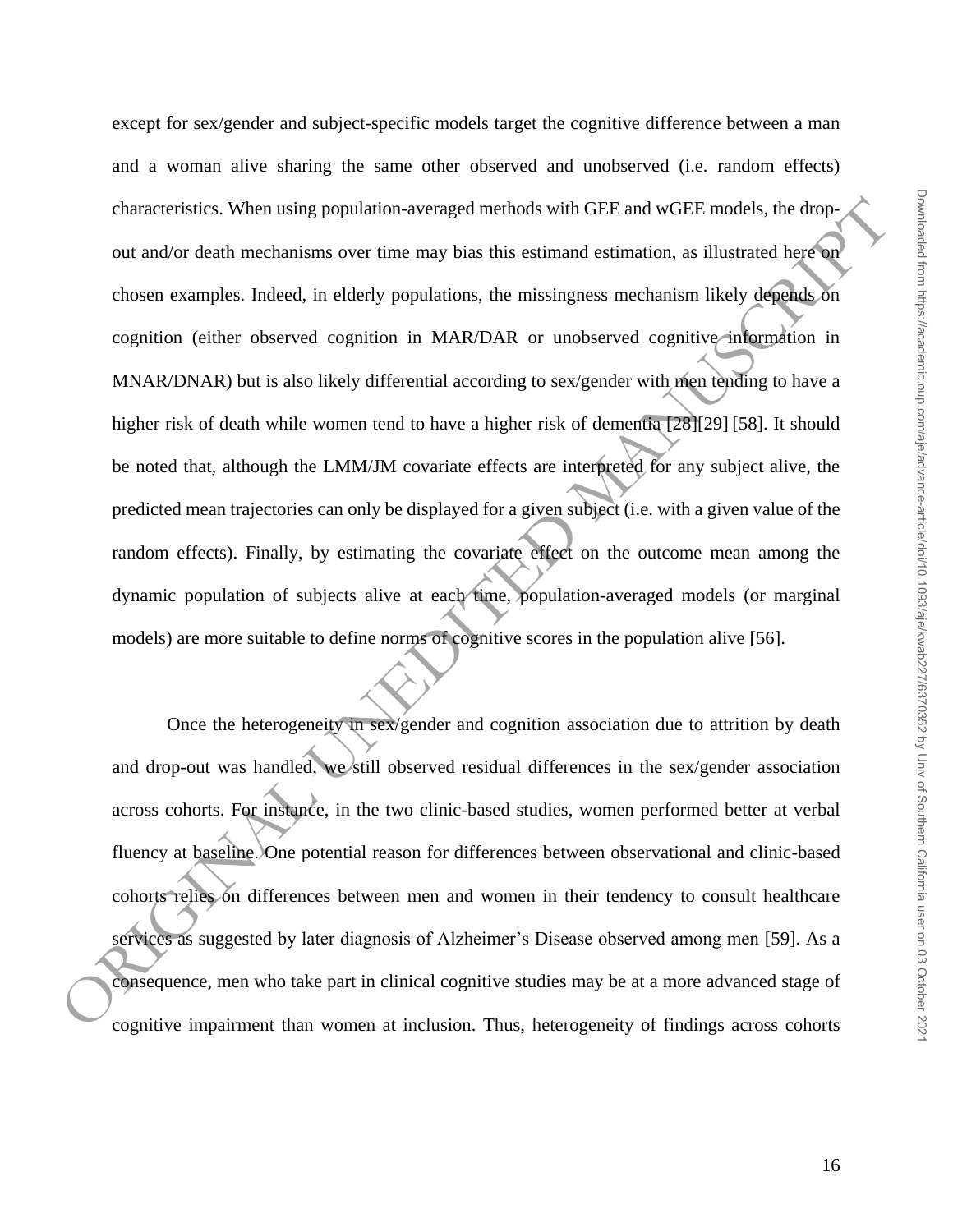except for sex/gender and subject-specific models target the cognitive difference between a man and a woman alive sharing the same other observed and unobserved (i.e. random effects) characteristics. When using population-averaged methods with GEE and wGEE models, the drop-out and/or death mechanisms over time may bias this estimand estimation, as illustrated here on chosen examples. Indeed, in elderly populations, the missingness mechanism likely depends on cognition (either observed cognition in MAR/DAR or unobserved cognitive information in MNAR/DNAR) but is also likely differential according to sex/gender with men tending to have a higher risk of death while women tend to have a higher risk of dementia [28][29] [58]. It should be noted that, although the LMM/JM covariate effects are interpreted for any subject alive, the predicted mean trajectories can only be displayed for a given subject (i.e. with a given value of the random effects). Finally, by estimating the covariate effect on the outcome mean among the dynamic population of subjects alive at each time, population-averaged models (or marginal models) are more suitable to define norms of cognitive scores in the population alive [56].

Once the heterogeneity in sex/gender and cognition association due to attrition by death and drop-out was handled, we still observed residual differences in the sex/gender association across cohorts. For instance, in the two clinic-based studies, women performed better at verbal fluency at baseline. One potential reason for differences between observational and clinic-based cohorts relies on differences between men and women in their tendency to consult healthcare services as suggested by later diagnosis of Alzheimer's Disease observed among men [59]. As a consequence, men who take part in clinical cognitive studies may be at a more advanced stage of cognitive impairment than women at inclusion. Thus, heterogeneity of findings across cohorts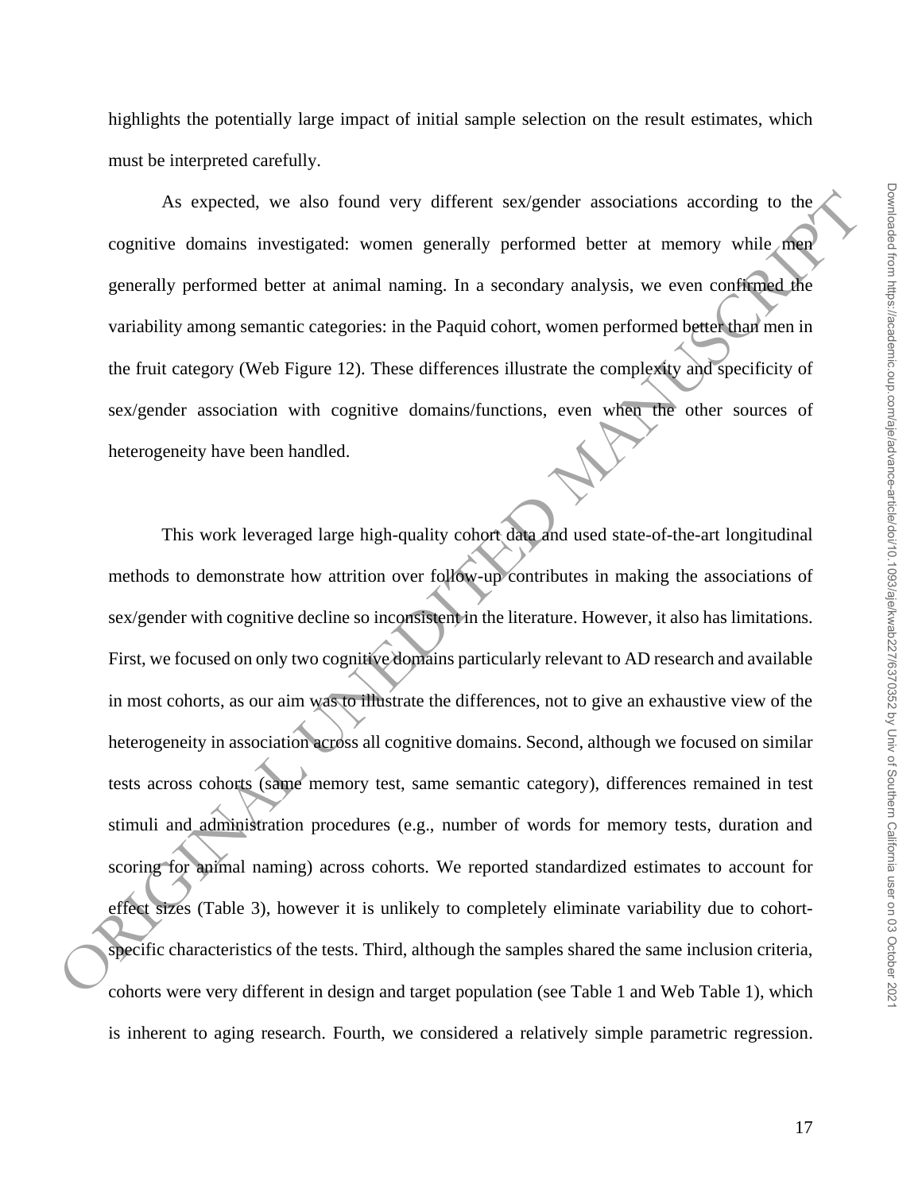highlights the potentially large impact of initial sample selection on the result estimates, which must be interpreted carefully.

As expected, we also found very different sex/gender associations according to the cognitive domains investigated: women generally performed better at memory while men generally performed better at animal naming. In a secondary analysis, we even confirmed the variability among semantic categories: in the Paquid cohort, women performed better than men in the fruit category (Web Figure 12). These differences illustrate the complexity and specificity of sex/gender association with cognitive domains/functions, even when the other sources of heterogeneity have been handled.

This work leveraged large high-quality cohort data and used state-of-the-art longitudinal methods to demonstrate how attrition over follow-up contributes in making the associations of sex/gender with cognitive decline so inconsistent in the literature. However, it also has limitations. First, we focused on only two cognitive domains particularly relevant to AD research and available in most cohorts, as our aim was to illustrate the differences, not to give an exhaustive view of the heterogeneity in association across all cognitive domains. Second, although we focused on similar tests across cohorts (same memory test, same semantic category), differences remained in test stimuli and administration procedures (e.g., number of words for memory tests, duration and scoring for animal naming) across cohorts. We reported standardized estimates to account for effect sizes (Table 3), however it is unlikely to completely eliminate variability due to cohort-specific characteristics of the tests. Third, although the samples shared the same inclusion criteria, cohorts were very different in design and target population (see Table 1 and Web Table 1), which is inherent to aging research. Fourth, we considered a relatively simple parametric regression.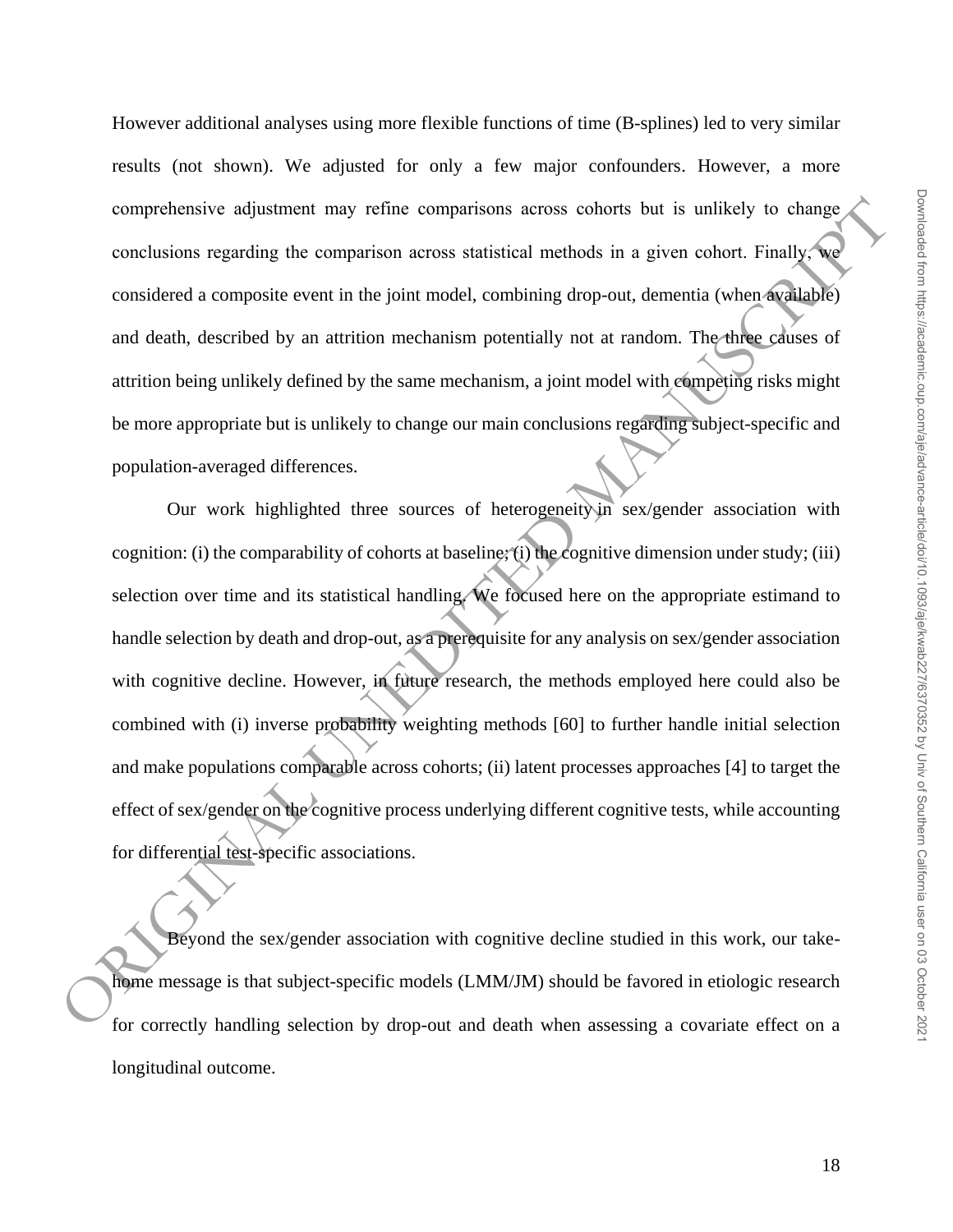However additional analyses using more flexible functions of time (B-splines) led to very similar results (not shown). We adjusted for only a few major confounders. However, a more comprehensive adjustment may refine comparisons across cohorts but is unlikely to change conclusions regarding the comparison across statistical methods in a given cohort. Finally, we considered a composite event in the joint model, combining drop-out, dementia (when available) and death, described by an attrition mechanism potentially not at random. The three causes of attrition being unlikely defined by the same mechanism, a joint model with competing risks might be more appropriate but is unlikely to change our main conclusions regarding subject-specific and population-averaged differences.

Our work highlighted three sources of heterogeneity in sex/gender association with cognition: (i) the comparability of cohorts at baseline; (i) the cognitive dimension under study; (iii) selection over time and its statistical handling. We focused here on the appropriate estimand to handle selection by death and drop-out, as a prerequisite for any analysis on sex/gender association with cognitive decline. However, in future research, the methods employed here could also be combined with (i) inverse probability weighting methods [60] to further handle initial selection and make populations comparable across cohorts; (ii) latent processes approaches [4] to target the effect of sex/gender on the cognitive process underlying different cognitive tests, while accounting for differential test-specific associations.

Beyond the sex/gender association with cognitive decline studied in this work, our take-home message is that subject-specific models (LMM/JM) should be favored in etiologic research for correctly handling selection by drop-out and death when assessing a covariate effect on a longitudinal outcome.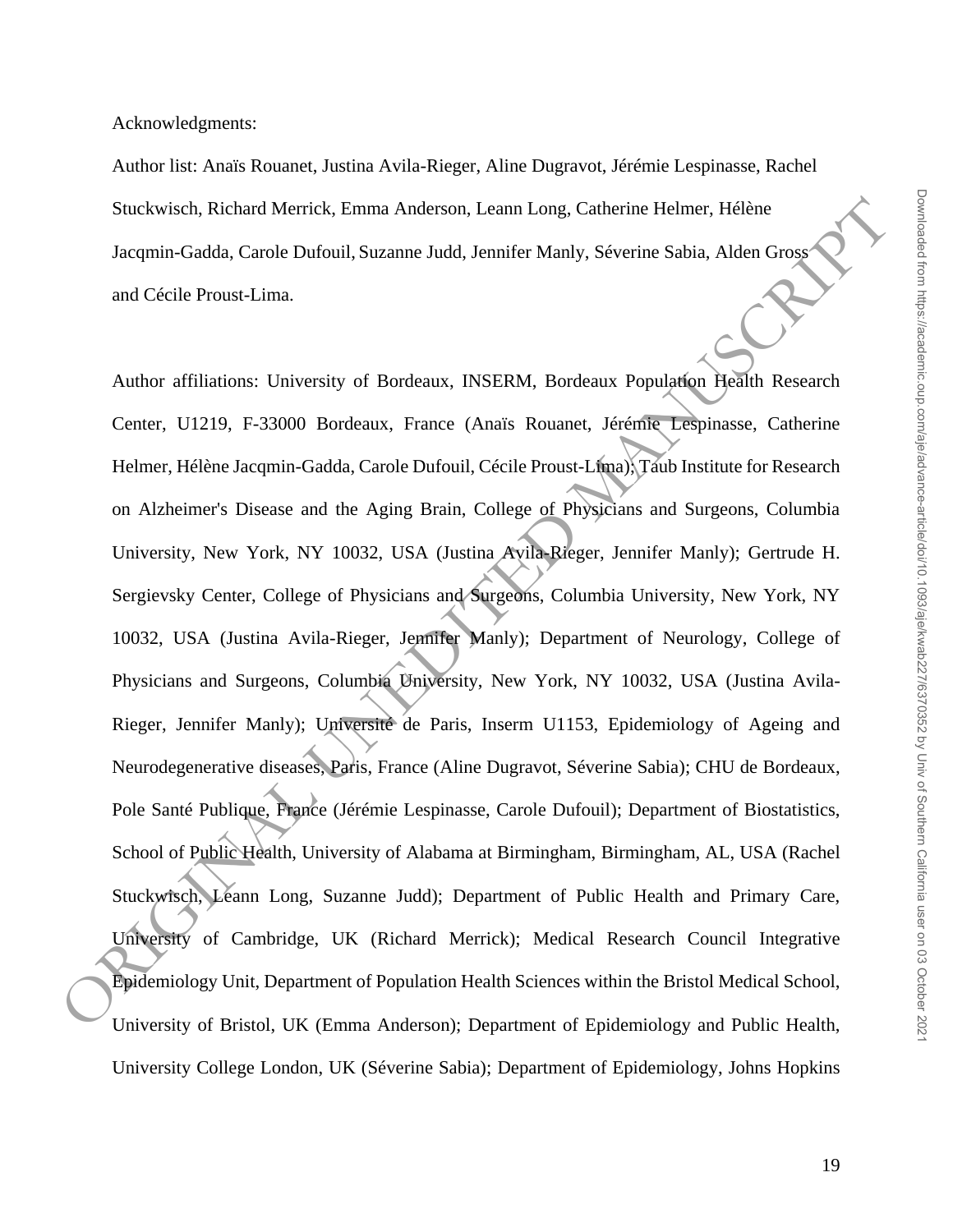Acknowledgments:

Author list: Anaïs Rouanet, Justina Avila-Rieger, Aline Dugravot, Jérémie Lespinasse, Rachel Stuckwisch, Richard Merrick, Emma Anderson, Leann Long, Catherine Helmer, Hélène Jacqmin-Gadda, Carole Dufouil, Suzanne Judd, Jennifer Manly, Séverine Sabia, Alden Gross and Cécile Proust-Lima.

Author affiliations: University of Bordeaux, INSERM, Bordeaux Population Health Research Center, U1219, F-33000 Bordeaux, France (Anaïs Rouanet, Jérémie Lespinasse, Catherine Helmer, Hélène Jacqmin-Gadda, Carole Dufouil, Cécile Proust-Lima); Taub Institute for Research on Alzheimer's Disease and the Aging Brain, College of Physicians and Surgeons, Columbia University, New York, NY 10032, USA (Justina Avila-Rieger, Jennifer Manly); Gertrude H. Sergievsky Center, College of Physicians and Surgeons, Columbia University, New York, NY 10032, USA (Justina Avila-Rieger, Jennifer Manly); Department of Neurology, College of Physicians and Surgeons, Columbia University, New York, NY 10032, USA (Justina Avila-Rieger, Jennifer Manly); Université de Paris, Inserm U1153, Epidemiology of Ageing and Neurodegenerative diseases, Paris, France (Aline Dugravot, Séverine Sabia); CHU de Bordeaux, Pole Santé Publique, France (Jérémie Lespinasse, Carole Dufouil); Department of Biostatistics, School of Public Health, University of Alabama at Birmingham, Birmingham, AL, USA (Rachel Stuckwisch, Leann Long, Suzanne Judd); Department of Public Health and Primary Care, University of Cambridge, UK (Richard Merrick); Medical Research Council Integrative Epidemiology Unit, Department of Population Health Sciences within the Bristol Medical School, University of Bristol, UK (Emma Anderson); Department of Epidemiology and Public Health, University College London, UK (Séverine Sabia); Department of Epidemiology, Johns Hopkins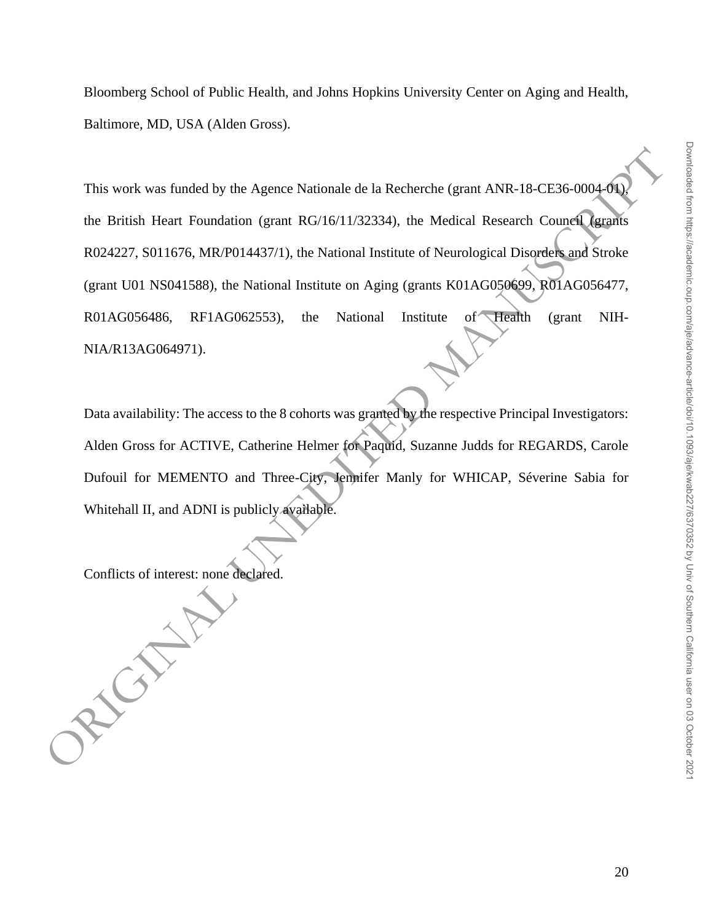Bloomberg School of Public Health, and Johns Hopkins University Center on Aging and Health, Baltimore, MD, USA (Alden Gross).

This work was funded by the Agence Nationale de la Recherche (grant ANR-18-CE36-0004-01), the British Heart Foundation (grant RG/16/11/32334), the Medical Research Council (grants R024227, S011676, MR/P014437/1), the National Institute of Neurological Disorders and Stroke (grant U01 NS041588), the National Institute on Aging (grants K01AG050699, R01AG056477, R01AG056486, RF1AG062553), the National Institute of Health (grant NIH-NIA/R13AG064971).

Data availability: The access to the 8 cohorts was granted by the respective Principal Investigators: Alden Gross for ACTIVE, Catherine Helmer for Paquid, Suzanne Judds for REGARDS, Carole Dufouil for MEMENTO and Three-City, Jennifer Manly for WHICAP, Séverine Sabia for Whitehall II, and ADNI is publicly available.

Conflicts of interest: none declared.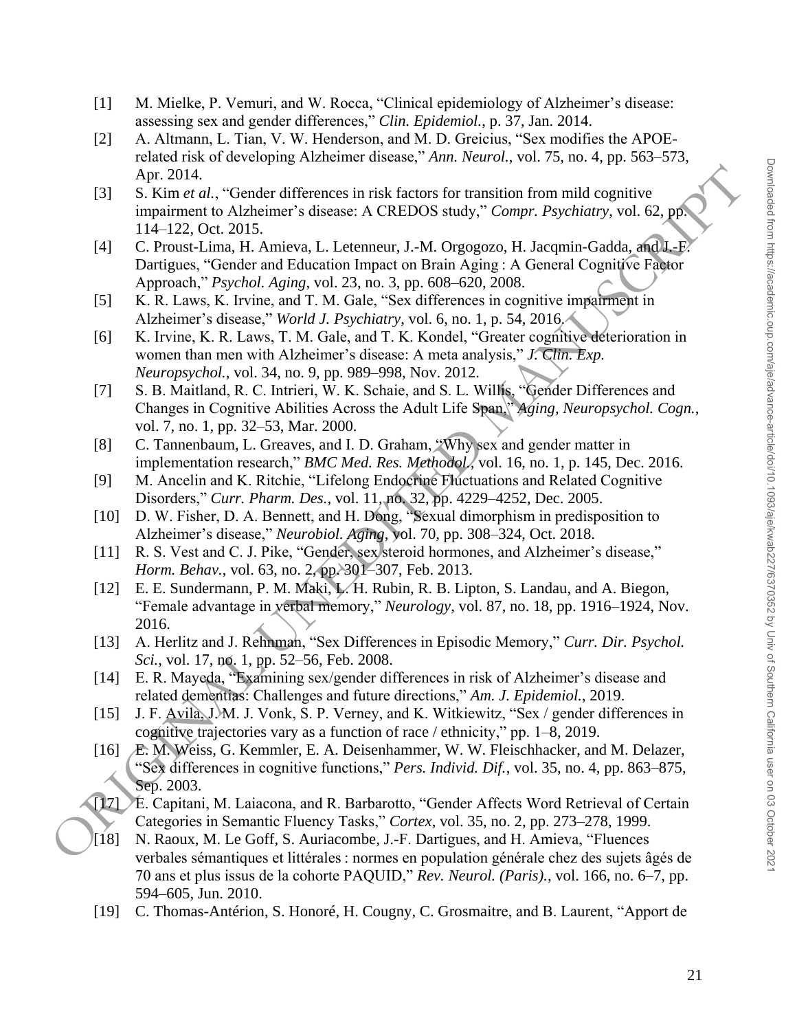[1] M. Mielke, P. Vemuri, and W. Rocca, "Clinical epidemiology of Alzheimer's disease: assessing sex and gender differences," *Clin. Epidemiol.*, p. 37, Jan. 2014.

[2] A. Altmann, L. Tian, V. W. Henderson, and M. D. Greicius, "Sex modifies the APOE-related risk of developing Alzheimer disease," *Ann. Neurol.*, vol. 75, no. 4, pp. 563–573, Apr. 2014.

[3] S. Kim *et al.*, "Gender differences in risk factors for transition from mild cognitive impairment to Alzheimer's disease: A CREDOS study," *Compr. Psychiatry*, vol. 62, pp. 114–122, Oct. 2015.

[4] C. Proust-Lima, H. Amieva, L. Letenneur, J.-M. Orgogozo, H. Jacqmin-Gadda, and J.-F. Dartigues, "Gender and Education Impact on Brain Aging : A General Cognitive Factor Approach," *Psychol. Aging*, vol. 23, no. 3, pp. 608–620, 2008.

[5] K. R. Laws, K. Irvine, and T. M. Gale, "Sex differences in cognitive impairment in Alzheimer's disease," *World J. Psychiatry*, vol. 6, no. 1, p. 54, 2016.

[6] K. Irvine, K. R. Laws, T. M. Gale, and T. K. Kondel, "Greater cognitive deterioration in women than men with Alzheimer's disease: A meta analysis," *J. Clin. Exp. Neuropsychol.*, vol. 34, no. 9, pp. 989–998, Nov. 2012.

[7] S. B. Maitland, R. C. Intrieri, W. K. Schaie, and S. L. Willis, "Gender Differences and Changes in Cognitive Abilities Across the Adult Life Span," *Aging, Neuropsychol. Cogn.*, vol. 7, no. 1, pp. 32–53, Mar. 2000.

[8] C. Tannenbaum, L. Greaves, and I. D. Graham, "Why sex and gender matter in implementation research," *BMC Med. Res. Methodol.*, vol. 16, no. 1, p. 145, Dec. 2016.

[9] M. Ancelin and K. Ritchie, "Lifelong Endocrine Fluctuations and Related Cognitive Disorders," *Curr. Pharm. Des.*, vol. 11, no. 32, pp. 4229–4252, Dec. 2005.

[10] D. W. Fisher, D. A. Bennett, and H. Dong, "Sexual dimorphism in predisposition to Alzheimer's disease," *Neurobiol. Aging*, vol. 70, pp. 308–324, Oct. 2018.

[11] R. S. Vest and C. J. Pike, "Gender, sex steroid hormones, and Alzheimer's disease," *Horm. Behav.*, vol. 63, no. 2, pp. 301–307, Feb. 2013.

[12] E. E. Sundermann, P. M. Maki, L. H. Rubin, R. B. Lipton, S. Landau, and A. Biegon, "Female advantage in verbal memory," *Neurology*, vol. 87, no. 18, pp. 1916–1924, Nov. 2016.

[13] A. Herlitz and J. Rehnman, "Sex Differences in Episodic Memory," *Curr. Dir. Psychol. Sci.*, vol. 17, no. 1, pp. 52–56, Feb. 2008.

[14] E. R. Mayeda, "Examining sex/gender differences in risk of Alzheimer's disease and related dementias: Challenges and future directions," *Am. J. Epidemiol.*, 2019.

[15] J. F. Avila, J. M. J. Vonk, S. P. Verney, and K. Witkiewitz, "Sex / gender differences in cognitive trajectories vary as a function of race / ethnicity," pp. 1–8, 2019.

[16] E. M. Weiss, G. Kemmler, E. A. Deisenhammer, W. W. Fleischhacker, and M. Delazer, "Sex differences in cognitive functions," *Pers. Individ. Dif.*, vol. 35, no. 4, pp. 863–875, Sep. 2003.

[17] E. Capitani, M. Laiacona, and R. Barbarotto, "Gender Affects Word Retrieval of Certain Categories in Semantic Fluency Tasks," *Cortex*, vol. 35, no. 2, pp. 273–278, 1999.

[18] N. Raoux, M. Le Goff, S. Auriacombe, J.-F. Dartigues, and H. Amieva, "Fluences verbales sémantiques et littérales : normes en population générale chez des sujets âgés de 70 ans et plus issus de la cohorte PAQUID," *Rev. Neurol. (Paris).*, vol. 166, no. 6–7, pp. 594–605, Jun. 2010.

[19] C. Thomas-Antérion, S. Honoré, H. Cougny, C. Grosmaitre, and B. Laurent, "Apport de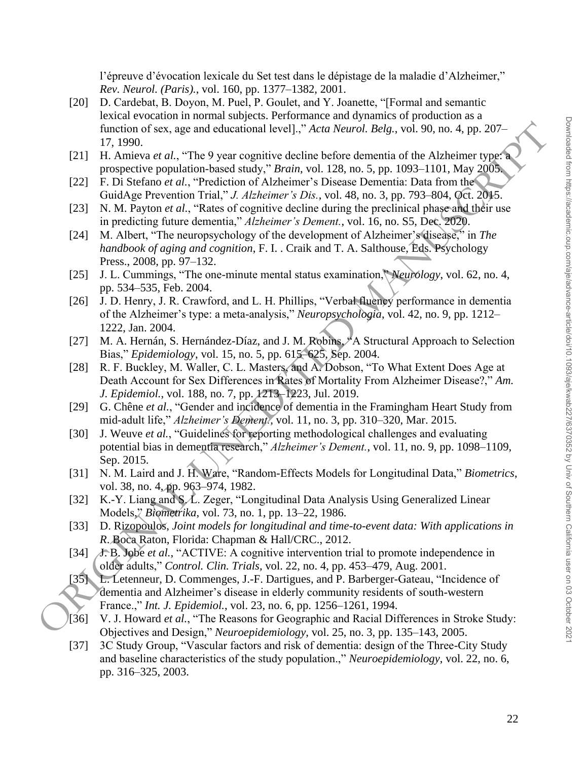l'épreuve d'évocation lexicale du Set test dans le dépistage de la maladie d'Alzheimer," *Rev. Neurol. (Paris).*, vol. 160, pp. 1377–1382, 2001.

[20] D. Cardebat, B. Doyon, M. Puel, P. Goulet, and Y. Joanette, "[Formal and semantic lexical evocation in normal subjects. Performance and dynamics of production as a function of sex, age and educational level].," *Acta Neurol. Belg.*, vol. 90, no. 4, pp. 207–17, 1990.

[21] H. Amieva *et al.*, "The 9 year cognitive decline before dementia of the Alzheimer type: a prospective population-based study," *Brain*, vol. 128, no. 5, pp. 1093–1101, May 2005.

[22] F. Di Stefano *et al.*, "Prediction of Alzheimer's Disease Dementia: Data from the GuidAge Prevention Trial," *J. Alzheimer's Dis.*, vol. 48, no. 3, pp. 793–804, Oct. 2015.

[23] N. M. Payton *et al.*, "Rates of cognitive decline during the preclinical phase and their use in predicting future dementia," *Alzheimer's Dement.*, vol. 16, no. S5, Dec. 2020.

[24] M. Albert, "The neuropsychology of the development of Alzheimer's disease," in *The handbook of aging and cognition*, F. I. . Craik and T. A. Salthouse, Eds. Psychology Press., 2008, pp. 97–132.

[25] J. L. Cummings, "The one-minute mental status examination," *Neurology*, vol. 62, no. 4, pp. 534–535, Feb. 2004.

[26] J. D. Henry, J. R. Crawford, and L. H. Phillips, "Verbal fluency performance in dementia of the Alzheimer's type: a meta-analysis," *Neuropsychologia*, vol. 42, no. 9, pp. 1212–1222, Jan. 2004.

[27] M. A. Hernán, S. Hernández-Díaz, and J. M. Robins, "A Structural Approach to Selection Bias," *Epidemiology*, vol. 15, no. 5, pp. 615–625, Sep. 2004.

[28] R. F. Buckley, M. Waller, C. L. Masters, and A. Dobson, "To What Extent Does Age at Death Account for Sex Differences in Rates of Mortality From Alzheimer Disease?," *Am. J. Epidemiol.*, vol. 188, no. 7, pp. 1213–1223, Jul. 2019.

[29] G. Chêne *et al.*, "Gender and incidence of dementia in the Framingham Heart Study from mid-adult life," *Alzheimer's Dement.*, vol. 11, no. 3, pp. 310–320, Mar. 2015.

[30] J. Weuve *et al.*, "Guidelines for reporting methodological challenges and evaluating potential bias in dementia research," *Alzheimer's Dement.*, vol. 11, no. 9, pp. 1098–1109, Sep. 2015.

[31] N. M. Laird and J. H. Ware, "Random-Effects Models for Longitudinal Data," *Biometrics*, vol. 38, no. 4, pp. 963–974, 1982.

[32] K.-Y. Liang and S. L. Zeger, "Longitudinal Data Analysis Using Generalized Linear Models," *Biometrika*, vol. 73, no. 1, pp. 13–22, 1986.

[33] D. Rizopoulos, *Joint models for longitudinal and time-to-event data: With applications in R*. Boca Raton, Florida: Chapman & Hall/CRC., 2012.

[34] J. B. Jobe *et al.*, "ACTIVE: A cognitive intervention trial to promote independence in older adults," *Control. Clin. Trials*, vol. 22, no. 4, pp. 453–479, Aug. 2001.

[35] L. Letenneur, D. Commenges, J.-F. Dartigues, and P. Barberger-Gateau, "Incidence of dementia and Alzheimer's disease in elderly community residents of south-western France.," *Int. J. Epidemiol.*, vol. 23, no. 6, pp. 1256–1261, 1994.

[36] V. J. Howard *et al.*, "The Reasons for Geographic and Racial Differences in Stroke Study: Objectives and Design," *Neuroepidemiology*, vol. 25, no. 3, pp. 135–143, 2005.

[37] 3C Study Group, "Vascular factors and risk of dementia: design of the Three-City Study and baseline characteristics of the study population.," *Neuroepidemiology*, vol. 22, no. 6, pp. 316–325, 2003.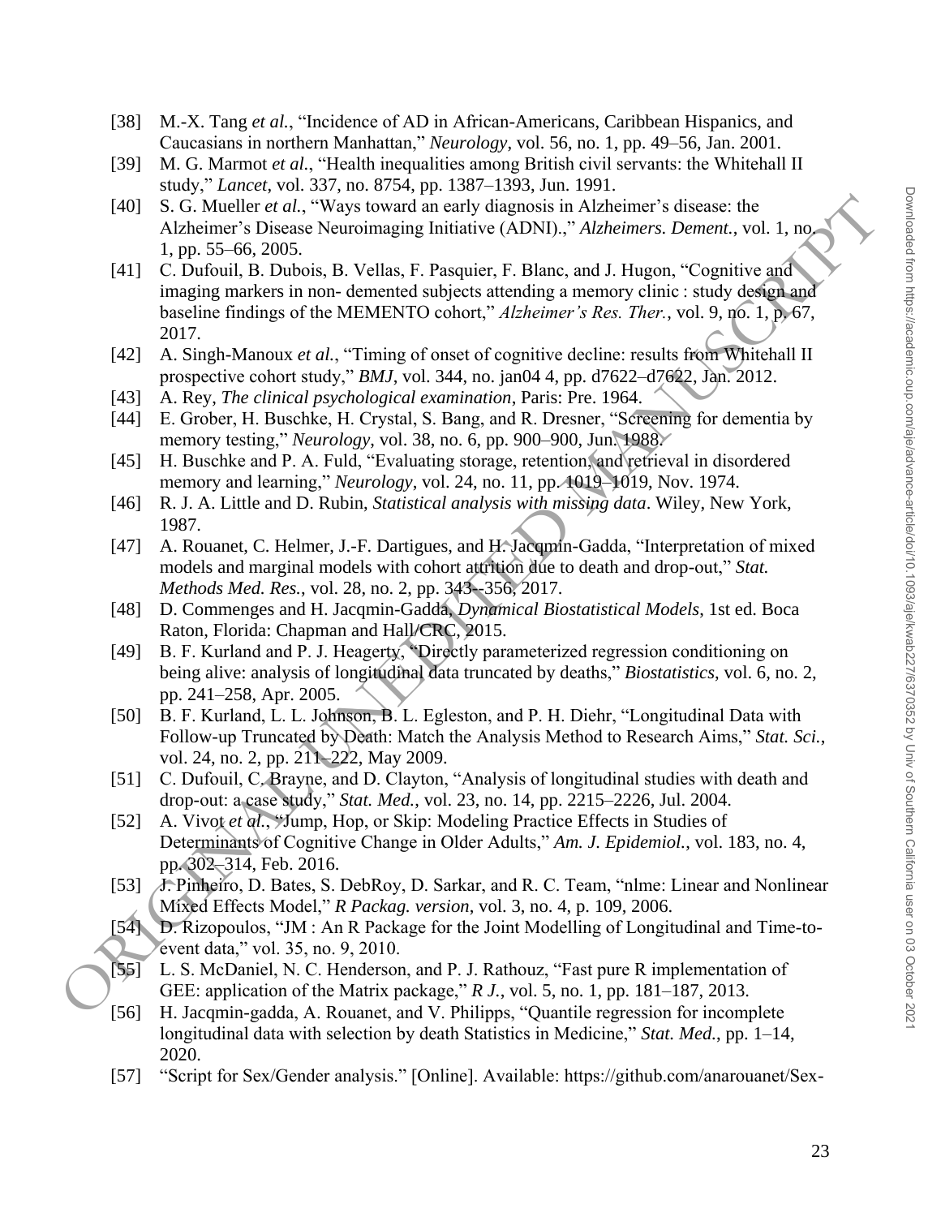[38] M.-X. Tang *et al.*, "Incidence of AD in African-Americans, Caribbean Hispanics, and Caucasians in northern Manhattan," *Neurology*, vol. 56, no. 1, pp. 49–56, Jan. 2001.

[39] M. G. Marmot *et al.*, "Health inequalities among British civil servants: the Whitehall II study," *Lancet*, vol. 337, no. 8754, pp. 1387–1393, Jun. 1991.

[40] S. G. Mueller *et al.*, "Ways toward an early diagnosis in Alzheimer's disease: the Alzheimer's Disease Neuroimaging Initiative (ADNI).," *Alzheimers. Dement.*, vol. 1, no. 1, pp. 55–66, 2005.

[41] C. Dufouil, B. Dubois, B. Vellas, F. Pasquier, F. Blanc, and J. Hugon, "Cognitive and imaging markers in non- demented subjects attending a memory clinic : study design and baseline findings of the MEMENTO cohort," *Alzheimer's Res. Ther.*, vol. 9, no. 1, p. 67, 2017.

[42] A. Singh-Manoux *et al.*, "Timing of onset of cognitive decline: results from Whitehall II prospective cohort study," *BMJ*, vol. 344, no. jan04 4, pp. d7622–d7622, Jan. 2012.

[43] A. Rey, *The clinical psychological examination*, Paris: Pre. 1964.

[44] E. Grober, H. Buschke, H. Crystal, S. Bang, and R. Dresner, "Screening for dementia by memory testing," *Neurology*, vol. 38, no. 6, pp. 900–900, Jun. 1988.

[45] H. Buschke and P. A. Fuld, "Evaluating storage, retention, and retrieval in disordered memory and learning," *Neurology*, vol. 24, no. 11, pp. 1019–1019, Nov. 1974.

[46] R. J. A. Little and D. Rubin, *Statistical analysis with missing data*. Wiley, New York, 1987.

[47] A. Rouanet, C. Helmer, J.-F. Dartigues, and H. Jacqmin-Gadda, "Interpretation of mixed models and marginal models with cohort attrition due to death and drop-out," *Stat. Methods Med. Res.*, vol. 28, no. 2, pp. 343--356, 2017.

[48] D. Commenges and H. Jacqmin-Gadda, *Dynamical Biostatistical Models*, 1st ed. Boca Raton, Florida: Chapman and Hall/CRC, 2015.

[49] B. F. Kurland and P. J. Heagerty, "Directly parameterized regression conditioning on being alive: analysis of longitudinal data truncated by deaths," *Biostatistics*, vol. 6, no. 2, pp. 241–258, Apr. 2005.

[50] B. F. Kurland, L. L. Johnson, B. L. Egleston, and P. H. Diehr, "Longitudinal Data with Follow-up Truncated by Death: Match the Analysis Method to Research Aims," *Stat. Sci.*, vol. 24, no. 2, pp. 211–222, May 2009.

[51] C. Dufouil, C. Brayne, and D. Clayton, "Analysis of longitudinal studies with death and drop-out: a case study," *Stat. Med.*, vol. 23, no. 14, pp. 2215–2226, Jul. 2004.

[52] A. Vivot *et al.*, "Jump, Hop, or Skip: Modeling Practice Effects in Studies of Determinants of Cognitive Change in Older Adults," *Am. J. Epidemiol.*, vol. 183, no. 4, pp. 302–314, Feb. 2016.

[53] J. Pinheiro, D. Bates, S. DebRoy, D. Sarkar, and R. C. Team, "nlme: Linear and Nonlinear Mixed Effects Model," *R Packag. version*, vol. 3, no. 4, p. 109, 2006.

[54] D. Rizopoulos, "JM : An R Package for the Joint Modelling of Longitudinal and Time-to-event data," vol. 35, no. 9, 2010.

[55] L. S. McDaniel, N. C. Henderson, and P. J. Rathouz, "Fast pure R implementation of GEE: application of the Matrix package," *R J.*, vol. 5, no. 1, pp. 181–187, 2013.

[56] H. Jacqmin-gadda, A. Rouanet, and V. Philipps, "Quantile regression for incomplete longitudinal data with selection by death Statistics in Medicine," *Stat. Med.*, pp. 1–14, 2020.

[57] "Script for Sex/Gender analysis." [Online]. Available: https://github.com/anarouanet/Sex-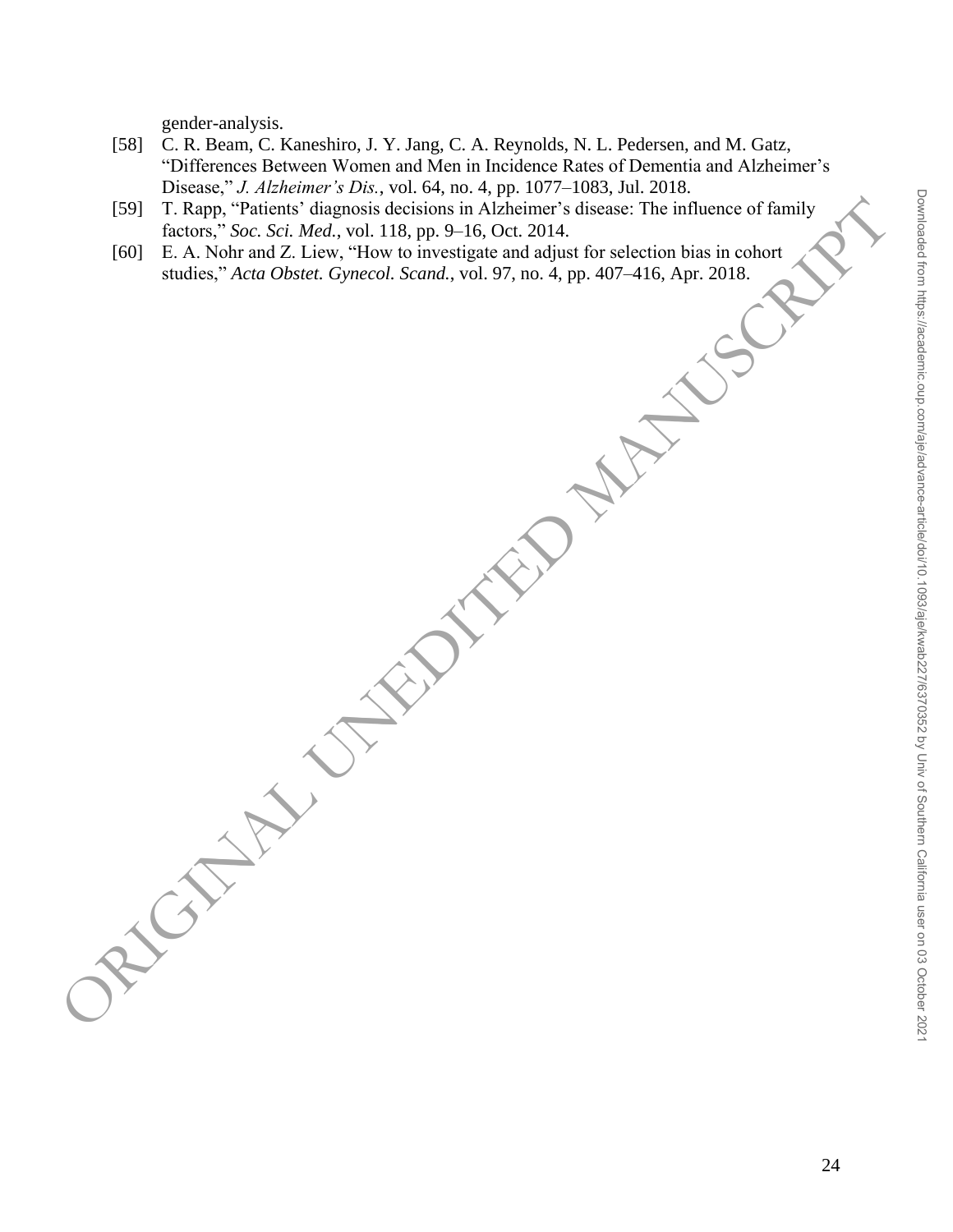gender-analysis.

[58] C. R. Beam, C. Kaneshiro, J. Y. Jang, C. A. Reynolds, N. L. Pedersen, and M. Gatz, "Differences Between Women and Men in Incidence Rates of Dementia and Alzheimer's Disease," *J. Alzheimer's Dis.*, vol. 64, no. 4, pp. 1077–1083, Jul. 2018.

[59] T. Rapp, "Patients' diagnosis decisions in Alzheimer's disease: The influence of family factors," *Soc. Sci. Med.*, vol. 118, pp. 9–16, Oct. 2014.

[60] E. A. Nohr and Z. Liew, "How to investigate and adjust for selection bias in cohort studies," *Acta Obstet. Gynecol. Scand.*, vol. 97, no. 4, pp. 407–416, Apr. 2018.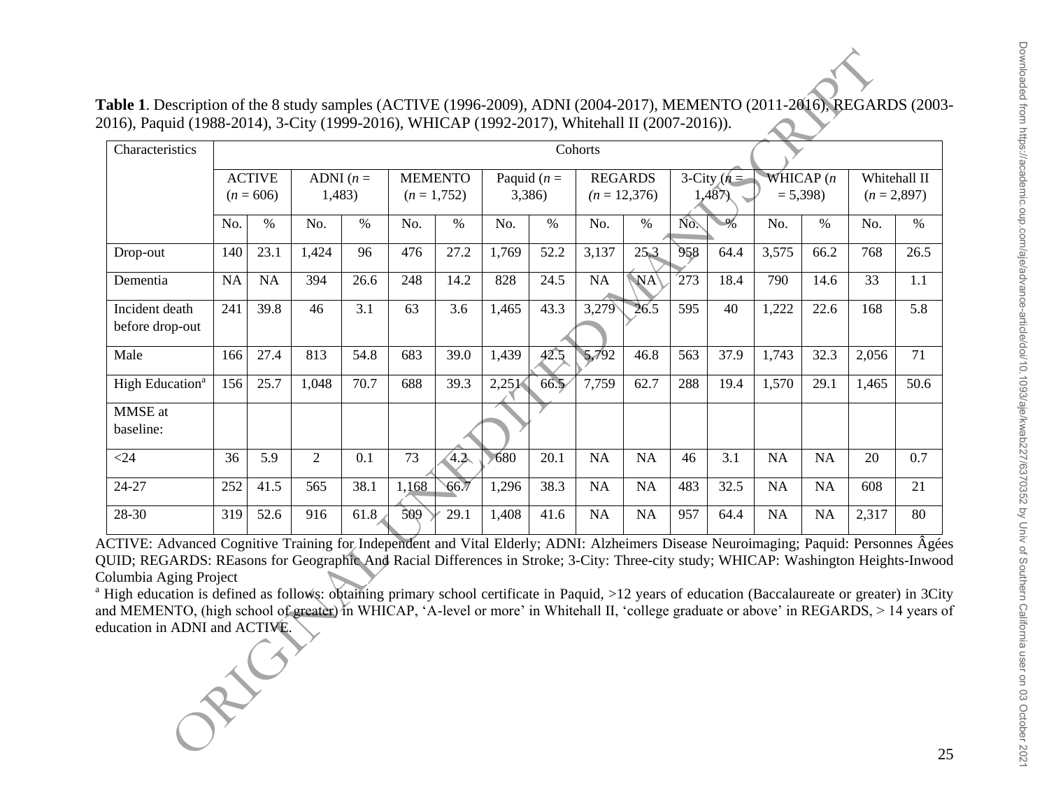**Table 1**. Description of the 8 study samples (ACTIVE (1996-2009), ADNI (2004-2017), MEMENTO (2011-2016), REGARDS (2003-2016), Paquid (1988-2014), 3-City (1999-2016), WHICAP (1992-2017), Whitehall II (2007-2016)).

| Characteristics | Cohorts | | | | | | | | | | | | | | | |
|---|---|---|---|---|---|---|---|---|---|---|---|---|---|---|---|---|
| | ACTIVE ($n$ = 606) | | ADNI ($n$ = 1,483) | | MEMENTO ($n$ = 1,752) | | Paquid ($n$ = 3,386) | | REGARDS ($n$ = 12,376) | | 3-City ($n$ = 1,487) | | WHICAP ($n$ = 5,398) | | Whitehall II ($n$ = 2,897) | |
| | No. | % | No. | % | No. | % | No. | % | No. | % | No. | % | No. | % | No. | % |
| Drop-out | 140 | 23.1 | 1,424 | 96 | 476 | 27.2 | 1,769 | 52.2 | 3,137 | 25.3 | 958 | 64.4 | 3,575 | 66.2 | 768 | 26.5 |
| Dementia | NA | NA | 394 | 26.6 | 248 | 14.2 | 828 | 24.5 | NA | NA | 273 | 18.4 | 790 | 14.6 | 33 | 1.1 |
| Incident death before drop-out | 241 | 39.8 | 46 | 3.1 | 63 | 3.6 | 1,465 | 43.3 | 3,279 | 26.5 | 595 | 40 | 1,222 | 22.6 | 168 | 5.8 |
| Male | 166 | 27.4 | 813 | 54.8 | 683 | 39.0 | 1,439 | 42.5 | 5,792 | 46.8 | 563 | 37.9 | 1,743 | 32.3 | 2,056 | 71 |
| High Education[a] | 156 | 25.7 | 1,048 | 70.7 | 688 | 39.3 | 2,251 | 66.5 | 7,759 | 62.7 | 288 | 19.4 | 1,570 | 29.1 | 1,465 | 50.6 |
| MMSE at baseline: | | | | | | | | | | | | | | | | |
| <24 | 36 | 5.9 | 2 | 0.1 | 73 | 4.2 | 680 | 20.1 | NA | NA | 46 | 3.1 | NA | NA | 20 | 0.7 |
| 24-27 | 252 | 41.5 | 565 | 38.1 | 1,168 | 66.7 | 1,296 | 38.3 | NA | NA | 483 | 32.5 | NA | NA | 608 | 21 |
| 28-30 | 319 | 52.6 | 916 | 61.8 | 509 | 29.1 | 1,408 | 41.6 | NA | NA | 957 | 64.4 | NA | NA | 2,317 | 80 |

ACTIVE: Advanced Cognitive Training for Independent and Vital Elderly; ADNI: Alzheimers Disease Neuroimaging; Paquid: Personnes Âgées QUID; REGARDS: REasons for Geographic And Racial Differences in Stroke; 3-City: Three-city study; WHICAP: Washington Heights-Inwood Columbia Aging Project

[a] High education is defined as follows: obtaining primary school certificate in Paquid, >12 years of education (Baccalaureate or greater) in 3City and MEMENTO, (high school of greater) in WHICAP, 'A-level or more' in Whitehall II, 'college graduate or above' in REGARDS, > 14 years of education in ADNI and ACTIVE.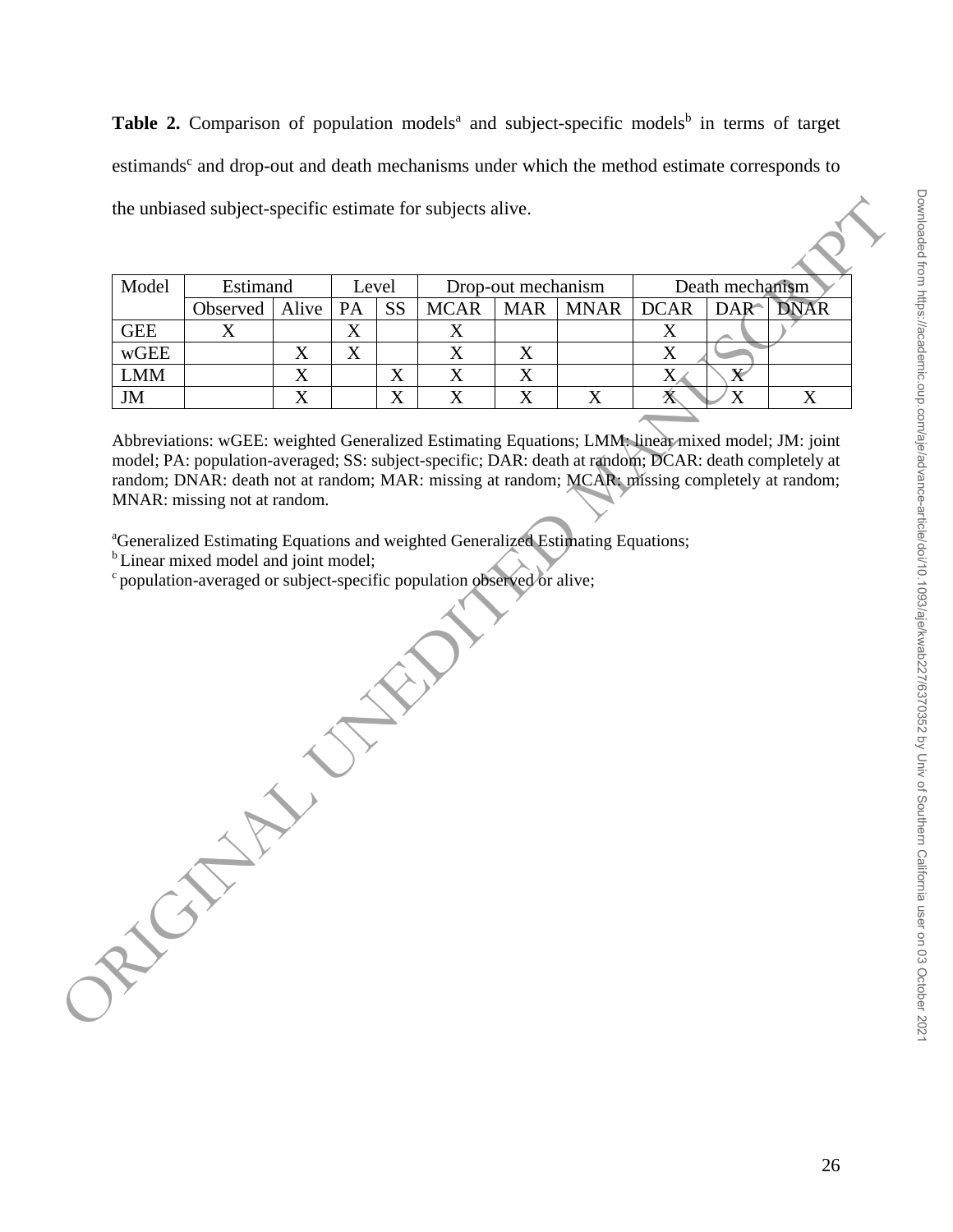**Table 2.** Comparison of population models[a] and subject-specific models[b] in terms of target estimands[c] and drop-out and death mechanisms under which the method estimate corresponds to the unbiased subject-specific estimate for subjects alive.

| Model | Estimand | | Level | | Drop-out mechanism | | | Death mechanism | | |
|---|---|---|---|---|---|---|---|---|---|---|
| | Observed | Alive | PA | SS | MCAR | MAR | MNAR | DCAR | DAR | DNAR |
| GEE | X | | X | | X | | | X | | |
| wGEE | | X | X | | X | X | | X | | |
| LMM | | X | | X | X | X | | X | X | |
| JM | | X | | X | X | X | X | X | X | X |

Abbreviations: wGEE: weighted Generalized Estimating Equations; LMM: linear mixed model; JM: joint model; PA: population-averaged; SS: subject-specific; DAR: death at random; DCAR: death completely at random; DNAR: death not at random; MAR: missing at random; MCAR: missing completely at random; MNAR: missing not at random.

[a]Generalized Estimating Equations and weighted Generalized Estimating Equations;
[b]Linear mixed model and joint model;
[c]population-averaged or subject-specific population observed or alive;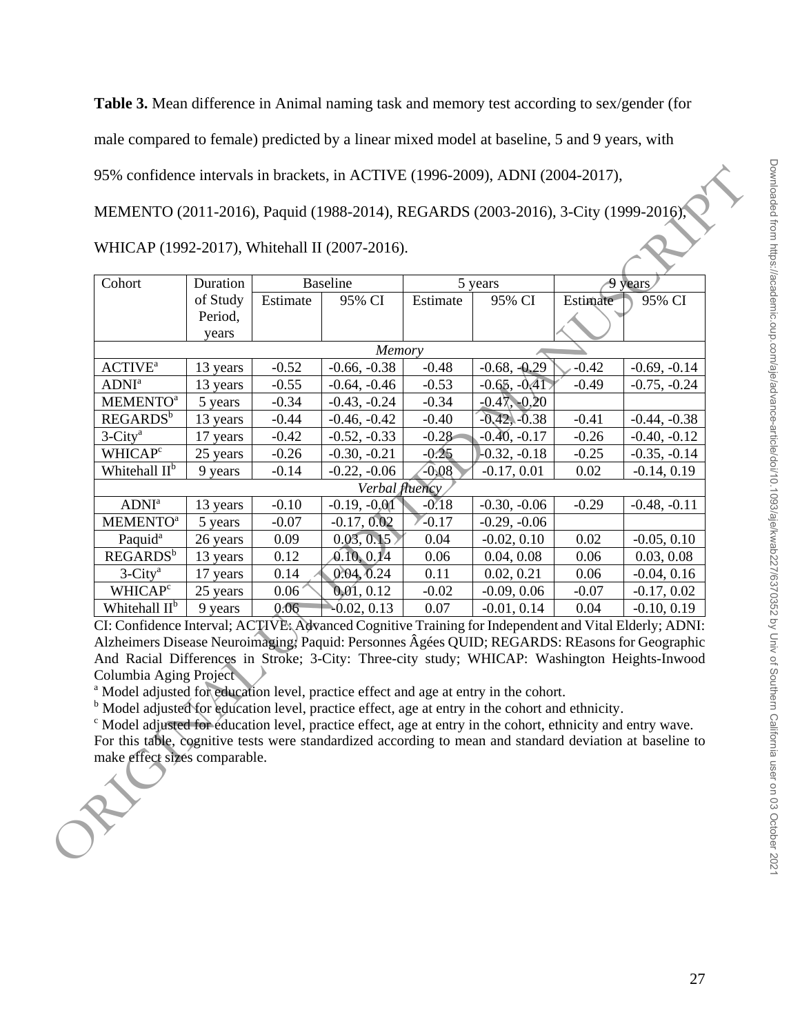**Table 3.** Mean difference in Animal naming task and memory test according to sex/gender (for male compared to female) predicted by a linear mixed model at baseline, 5 and 9 years, with 95% confidence intervals in brackets, in ACTIVE (1996-2009), ADNI (2004-2017), MEMENTO (2011-2016), Paquid (1988-2014), REGARDS (2003-2016), 3-City (1999-2016), WHICAP (1992-2017), Whitehall II (2007-2016).

| Cohort | Duration of Study Period, years | Baseline | | 5 years | | 9 years | |
|---|---|---|---|---|---|---|---|
| | | Estimate | 95% CI | Estimate | 95% CI | Estimate | 95% CI |
| *Memory* | | | | | | | |
| ACTIVE[a] | 13 years | -0.52 | -0.66, -0.38 | -0.48 | -0.68, -0.29 | -0.42 | -0.69, -0.14 |
| ADNI[a] | 13 years | -0.55 | -0.64, -0.46 | -0.53 | -0.65, -0.41 | -0.49 | -0.75, -0.24 |
| MEMENTO[a] | 5 years | -0.34 | -0.43, -0.24 | -0.34 | -0.47, -0.20 | | |
| REGARDS[b] | 13 years | -0.44 | -0.46, -0.42 | -0.40 | -0.42, -0.38 | -0.41 | -0.44, -0.38 |
| 3-City[a] | 17 years | -0.42 | -0.52, -0.33 | -0.28 | -0.40, -0.17 | -0.26 | -0.40, -0.12 |
| WHICAP[c] | 25 years | -0.26 | -0.30, -0.21 | -0.25 | -0.32, -0.18 | -0.25 | -0.35, -0.14 |
| Whitehall II[b] | 9 years | -0.14 | -0.22, -0.06 | -0.08 | -0.17, 0.01 | 0.02 | -0.14, 0.19 |
| *Verbal fluency* | | | | | | | |
| ADNI[a] | 13 years | -0.10 | -0.19, -0.01 | -0.18 | -0.30, -0.06 | -0.29 | -0.48, -0.11 |
| MEMENTO[a] | 5 years | -0.07 | -0.17, 0.02 | -0.17 | -0.29, -0.06 | | |
| Paquid[a] | 26 years | 0.09 | 0.03, 0.15 | 0.04 | -0.02, 0.10 | 0.02 | -0.05, 0.10 |
| REGARDS[b] | 13 years | 0.12 | 0.10, 0.14 | 0.06 | 0.04, 0.08 | 0.06 | 0.03, 0.08 |
| 3-City[a] | 17 years | 0.14 | 0.04, 0.24 | 0.11 | 0.02, 0.21 | 0.06 | -0.04, 0.16 |
| WHICAP[c] | 25 years | 0.06 | 0.01, 0.12 | -0.02 | -0.09, 0.06 | -0.07 | -0.17, 0.02 |
| Whitehall II[b] | 9 years | 0.06 | -0.02, 0.13 | 0.07 | -0.01, 0.14 | 0.04 | -0.10, 0.19 |

CI: Confidence Interval; ACTIVE: Advanced Cognitive Training for Independent and Vital Elderly; ADNI: Alzheimers Disease Neuroimaging; Paquid: Personnes Âgées QUID; REGARDS: REasons for Geographic And Racial Differences in Stroke; 3-City: Three-city study; WHICAP: Washington Heights-Inwood Columbia Aging Project

[a] Model adjusted for education level, practice effect and age at entry in the cohort.

[b] Model adjusted for education level, practice effect, age at entry in the cohort and ethnicity.

[c] Model adjusted for education level, practice effect, age at entry in the cohort, ethnicity and entry wave.

For this table, cognitive tests were standardized according to mean and standard deviation at baseline to make effect sizes comparable.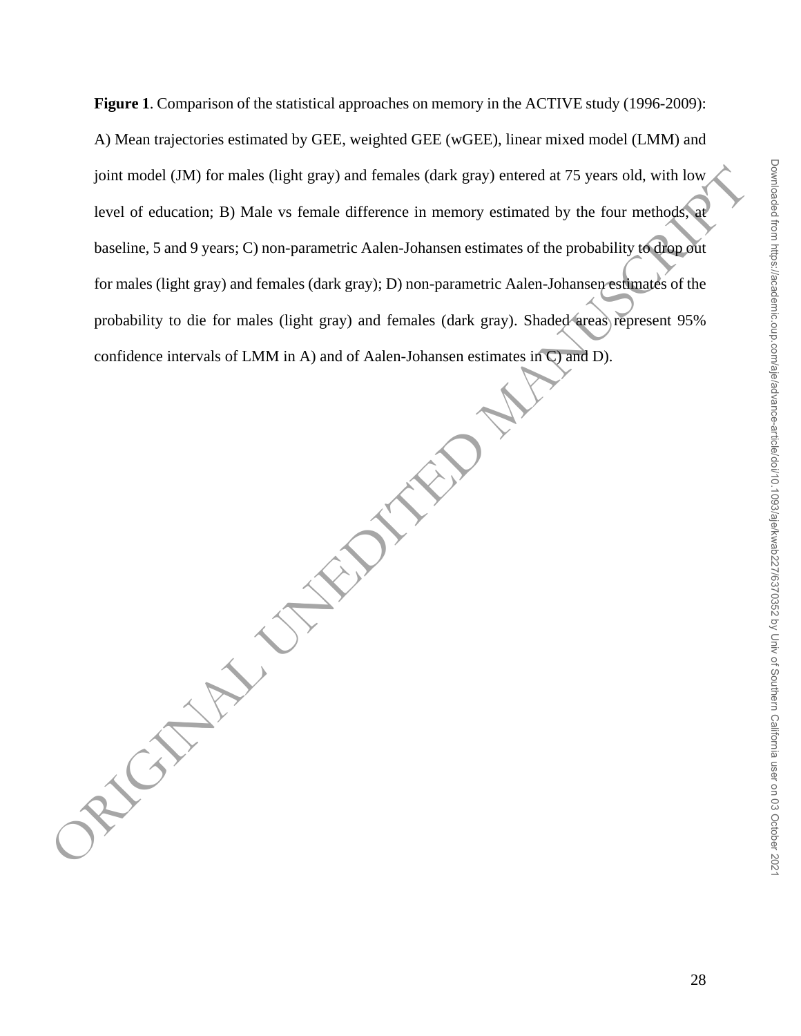**Figure 1**. Comparison of the statistical approaches on memory in the ACTIVE study (1996-2009): A) Mean trajectories estimated by GEE, weighted GEE (wGEE), linear mixed model (LMM) and joint model (JM) for males (light gray) and females (dark gray) entered at 75 years old, with low level of education; B) Male vs female difference in memory estimated by the four methods, at baseline, 5 and 9 years; C) non-parametric Aalen-Johansen estimates of the probability to drop out for males (light gray) and females (dark gray); D) non-parametric Aalen-Johansen estimates of the probability to die for males (light gray) and females (dark gray). Shaded areas represent 95% confidence intervals of LMM in A) and of Aalen-Johansen estimates in C) and D).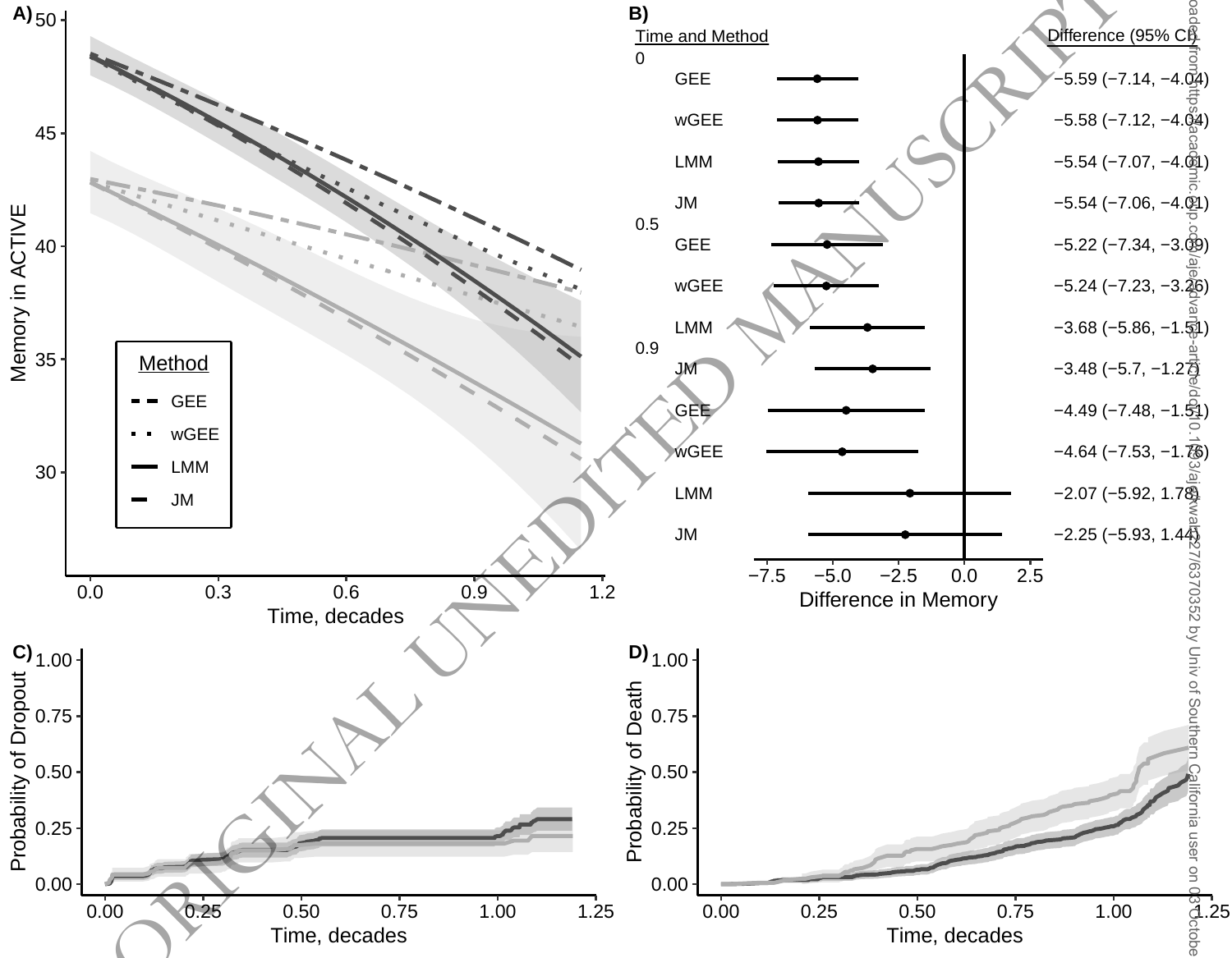A)

Memory in ACTIVE (y-axis: 30–50); Time, decades (x-axis: 0.0–1.2)

Method: GEE, wGEE, LMM, JM

B)

| Time and Method | Difference (95% CI) |
| --- | --- |
| **0** | |
| GEE | −5.59 (−7.14, −4.04) |
| wGEE | −5.58 (−7.12, −4.04) |
| LMM | −5.54 (−7.07, −4.01) |
| JM | −5.54 (−7.06, −4.01) |
| **0.5** | |
| GEE | −5.22 (−7.34, −3.09) |
| wGEE | −5.24 (−7.23, −3.26) |
| LMM | −3.68 (−5.86, −1.51) |
| JM | −3.48 (−5.7, −1.27) |
| **0.9** | |
| GEE | −4.49 (−7.48, −1.51) |
| wGEE | −4.64 (−7.53, −1.76) |
| LMM | −2.07 (−5.92, 1.78) |
| JM | −2.25 (−5.93, 1.44) |

Difference in Memory (x-axis: −7.5 to 2.5)

C)

Probability of Dropout (y-axis: 0.00–1.00); Time, decades (x-axis: 0.00–1.25)

D)

Probability of Death (y-axis: 0.00–1.00); Time, decades (x-axis: 0.00–1.25)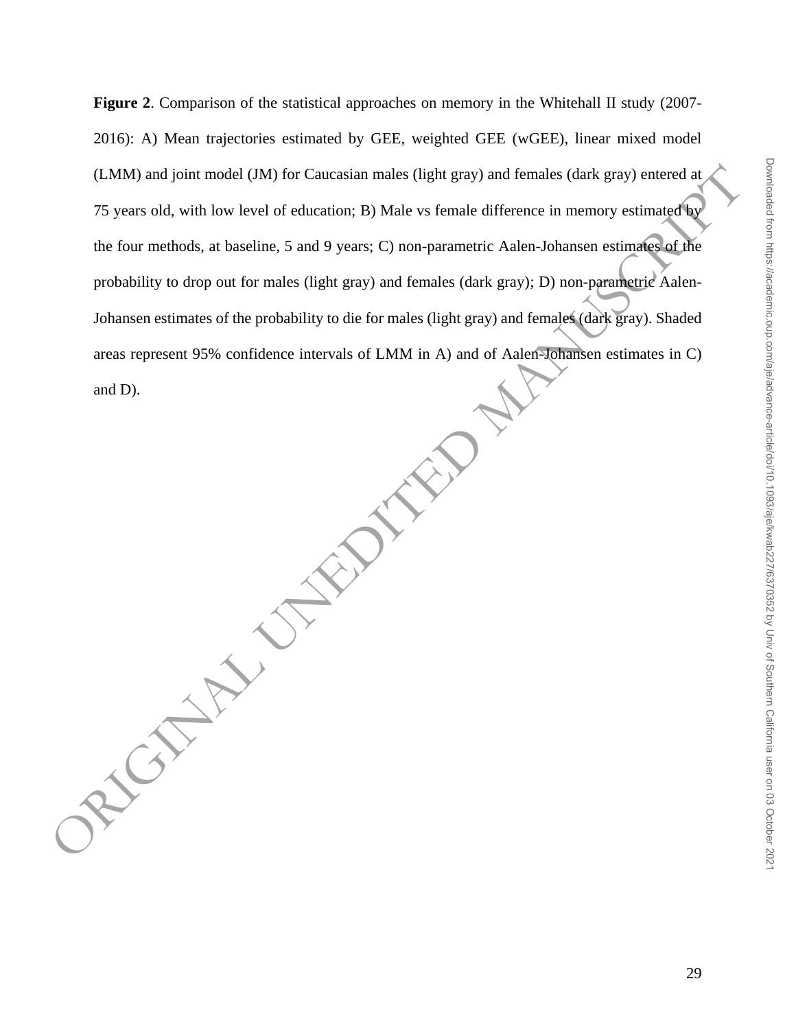**Figure 2**. Comparison of the statistical approaches on memory in the Whitehall II study (2007-2016): A) Mean trajectories estimated by GEE, weighted GEE (wGEE), linear mixed model (LMM) and joint model (JM) for Caucasian males (light gray) and females (dark gray) entered at 75 years old, with low level of education; B) Male vs female difference in memory estimated by the four methods, at baseline, 5 and 9 years; C) non-parametric Aalen-Johansen estimates of the probability to drop out for males (light gray) and females (dark gray); D) non-parametric Aalen-Johansen estimates of the probability to die for males (light gray) and females (dark gray). Shaded areas represent 95% confidence intervals of LMM in A) and of Aalen-Johansen estimates in C) and D).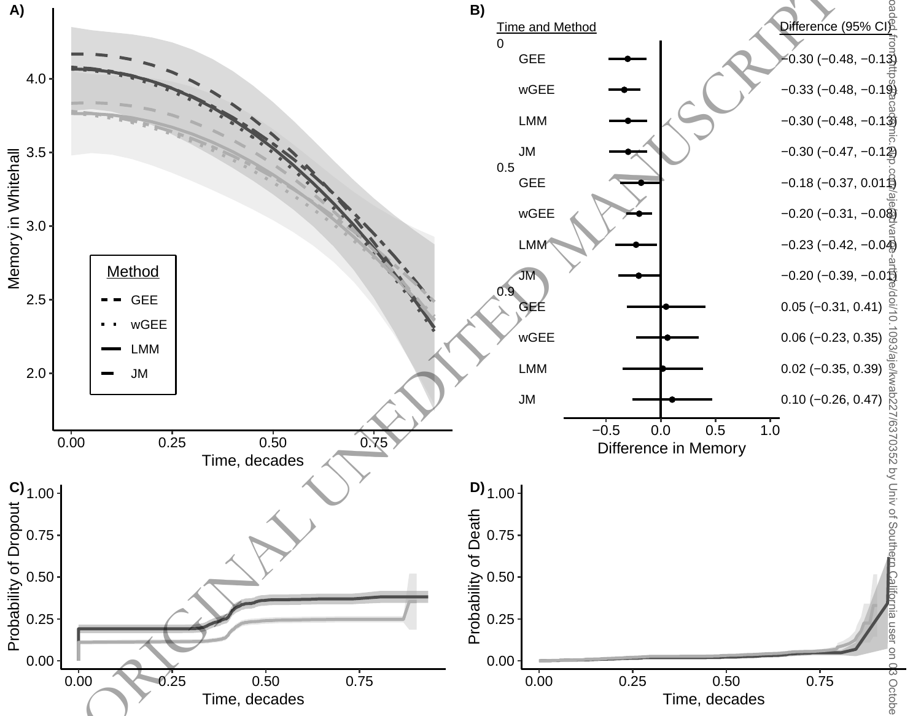A)

Memory in Whitehall

Method
- GEE
- wGEE
- LMM
- JM

Time, decades

B)

| Time and Method | Difference (95% CI) |
|---|---|
| 0 | |
| GEE | −0.30 (−0.48, −0.13) |
| wGEE | −0.33 (−0.48, −0.19) |
| LMM | −0.30 (−0.48, −0.13) |
| JM | −0.30 (−0.47, −0.12) |
| 0.5 | |
| GEE | −0.18 (−0.37, 0.01) |
| wGEE | −0.20 (−0.31, −0.08) |
| LMM | −0.23 (−0.42, −0.04) |
| JM | −0.20 (−0.39, −0.01) |
| 0.9 | |
| GEE | 0.05 (−0.31, 0.41) |
| wGEE | 0.06 (−0.23, 0.35) |
| LMM | 0.02 (−0.35, 0.39) |
| JM | 0.10 (−0.26, 0.47) |

Difference in Memory

C)

Probability of Dropout

Time, decades

D)

Probability of Death

Time, decades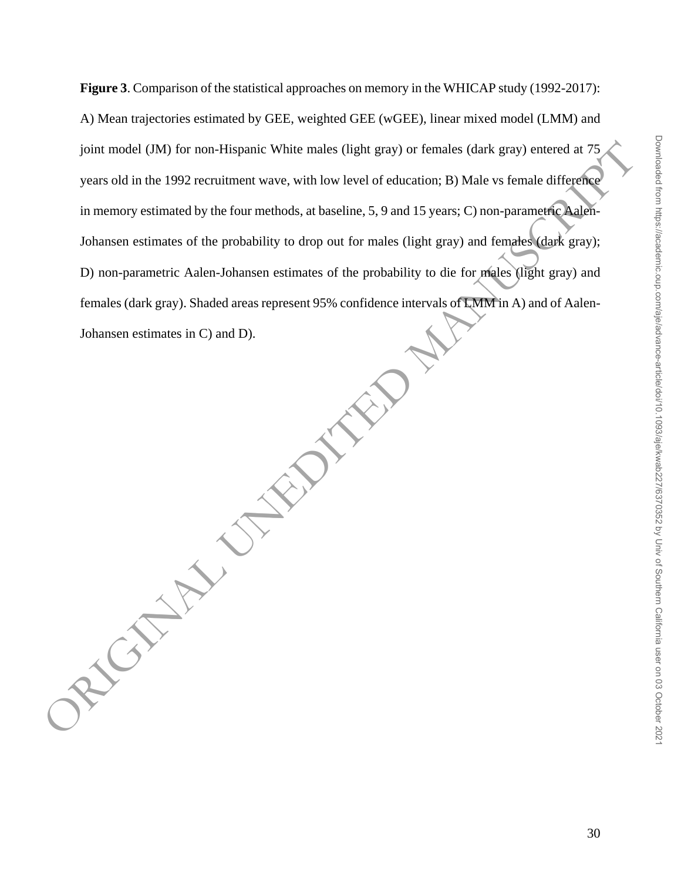**Figure 3**. Comparison of the statistical approaches on memory in the WHICAP study (1992-2017): A) Mean trajectories estimated by GEE, weighted GEE (wGEE), linear mixed model (LMM) and joint model (JM) for non-Hispanic White males (light gray) or females (dark gray) entered at 75 years old in the 1992 recruitment wave, with low level of education; B) Male vs female difference in memory estimated by the four methods, at baseline, 5, 9 and 15 years; C) non-parametric Aalen-Johansen estimates of the probability to drop out for males (light gray) and females (dark gray); D) non-parametric Aalen-Johansen estimates of the probability to die for males (light gray) and females (dark gray). Shaded areas represent 95% confidence intervals of LMM in A) and of Aalen-Johansen estimates in C) and D).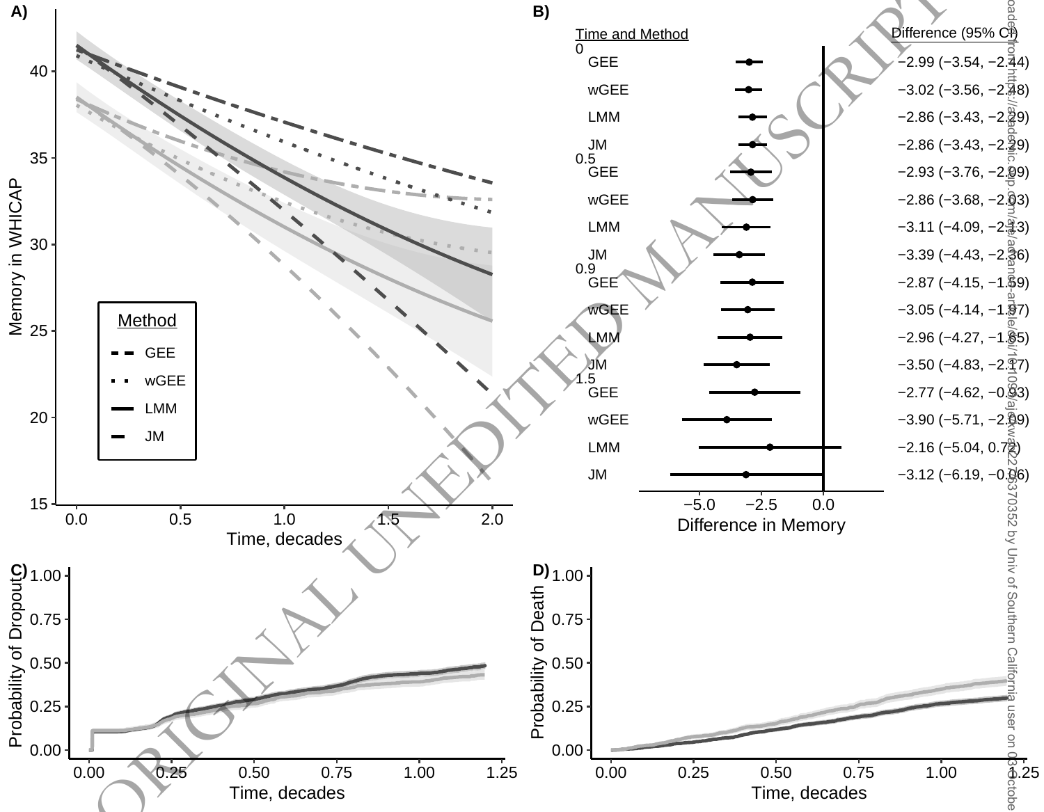A)

Memory in WHICAP

40
35
30
25
20
15

0.0 0.5 1.0 1.5 2.0

Time, decades

Method

GEE
wGEE
LMM
JM

B)

Time and Method

Difference (95% CI)

0
GEE −2.99 (−3.54, −2.44)
wGEE −3.02 (−3.56, −2.48)
LMM −2.86 (−3.43, −2.29)
JM −2.86 (−3.43, −2.29)
0.5
GEE −2.93 (−3.76, −2.09)
wGEE −2.86 (−3.68, −2.03)
LMM −3.11 (−4.09, −2.13)
JM −3.39 (−4.43, −2.36)
0.9
GEE −2.87 (−4.15, −1.59)
wGEE −3.05 (−4.14, −1.97)
LMM −2.96 (−4.27, −1.65)
JM −3.50 (−4.83, −2.17)
1.5
GEE −2.77 (−4.62, −0.93)
wGEE −3.90 (−5.71, −2.09)
LMM −2.16 (−5.04, 0.72)
JM −3.12 (−6.19, −0.06)

−5.0 −2.5 0.0

Difference in Memory

C)

Probability of Dropout

1.00
0.75
0.50
0.25
0.00

0.00 0.25 0.50 0.75 1.00 1.25

Time, decades

D)

Probability of Death

1.00
0.75
0.50
0.25
0.00

0.00 0.25 0.50 0.75 1.00 1.25

Time, decades